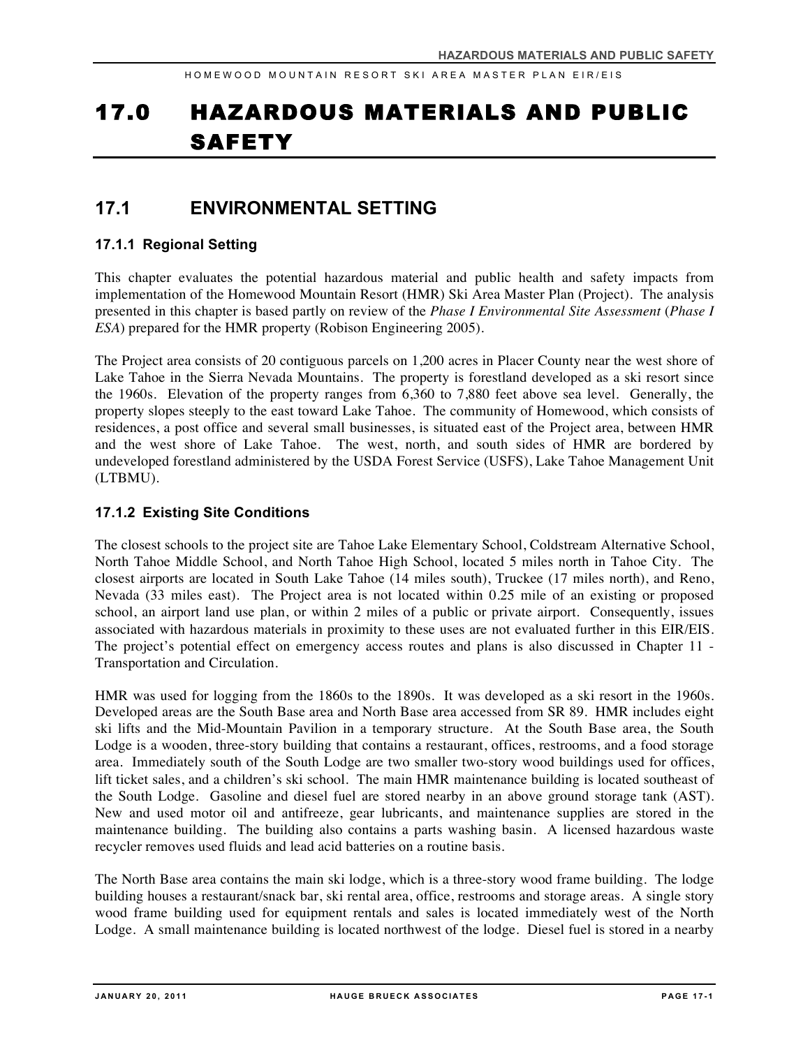// 17.0 HAZARDOUS MATERIALS AND PUBLIC SAFETY

## 17.1 ENVIRONMENTAL SETTING

### 17.1.1 Regional Setting

This chapter evaluates the potential hazardous material and public health and safety impacts from implementation of the Homewood Mountain Resort (HMR) Ski Area Master Plan (Project). The analysis presented in this chapter is based partly on review of the *Phase I Environmental Site Assessment* (*Phase I ESA*) prepared for the HMR property (Robison Engineering 2005).

The Project area consists of 20 contiguous parcels on 1,200 acres in Placer County near the west shore of Lake Tahoe in the Sierra Nevada Mountains. The property is forestland developed as a ski resort since the 1960s. Elevation of the property ranges from 6,360 to 7,880 feet above sea level. Generally, the property slopes steeply to the east toward Lake Tahoe. The community of Homewood, which consists of residences, a post office and several small businesses, is situated east of the Project area, between HMR and the west shore of Lake Tahoe. The west, north, and south sides of HMR are bordered by undeveloped forestland administered by the USDA Forest Service (USFS), Lake Tahoe Management Unit (LTBMU).

### 17.1.2 Existing Site Conditions

The closest schools to the project site are Tahoe Lake Elementary School, Coldstream Alternative School, North Tahoe Middle School, and North Tahoe High School, located 5 miles north in Tahoe City. The closest airports are located in South Lake Tahoe (14 miles south), Truckee (17 miles north), and Reno, Nevada (33 miles east). The Project area is not located within 0.25 mile of an existing or proposed school, an airport land use plan, or within 2 miles of a public or private airport. Consequently, issues associated with hazardous materials in proximity to these uses are not evaluated further in this EIR/EIS. The project's potential effect on emergency access routes and plans is also discussed in Chapter 11 - Transportation and Circulation.

HMR was used for logging from the 1860s to the 1890s. It was developed as a ski resort in the 1960s. Developed areas are the South Base area and North Base area accessed from SR 89. HMR includes eight ski lifts and the Mid-Mountain Pavilion in a temporary structure. At the South Base area, the South Lodge is a wooden, three-story building that contains a restaurant, offices, restrooms, and a food storage area. Immediately south of the South Lodge are two smaller two-story wood buildings used for offices, lift ticket sales, and a children's ski school. The main HMR maintenance building is located southeast of the South Lodge. Gasoline and diesel fuel are stored nearby in an above ground storage tank (AST). New and used motor oil and antifreeze, gear lubricants, and maintenance supplies are stored in the maintenance building. The building also contains a parts washing basin. A licensed hazardous waste recycler removes used fluids and lead acid batteries on a routine basis.

The North Base area contains the main ski lodge, which is a three-story wood frame building. The lodge building houses a restaurant/snack bar, ski rental area, office, restrooms and storage areas. A single story wood frame building used for equipment rentals and sales is located immediately west of the North Lodge. A small maintenance building is located northwest of the lodge. Diesel fuel is stored in a nearby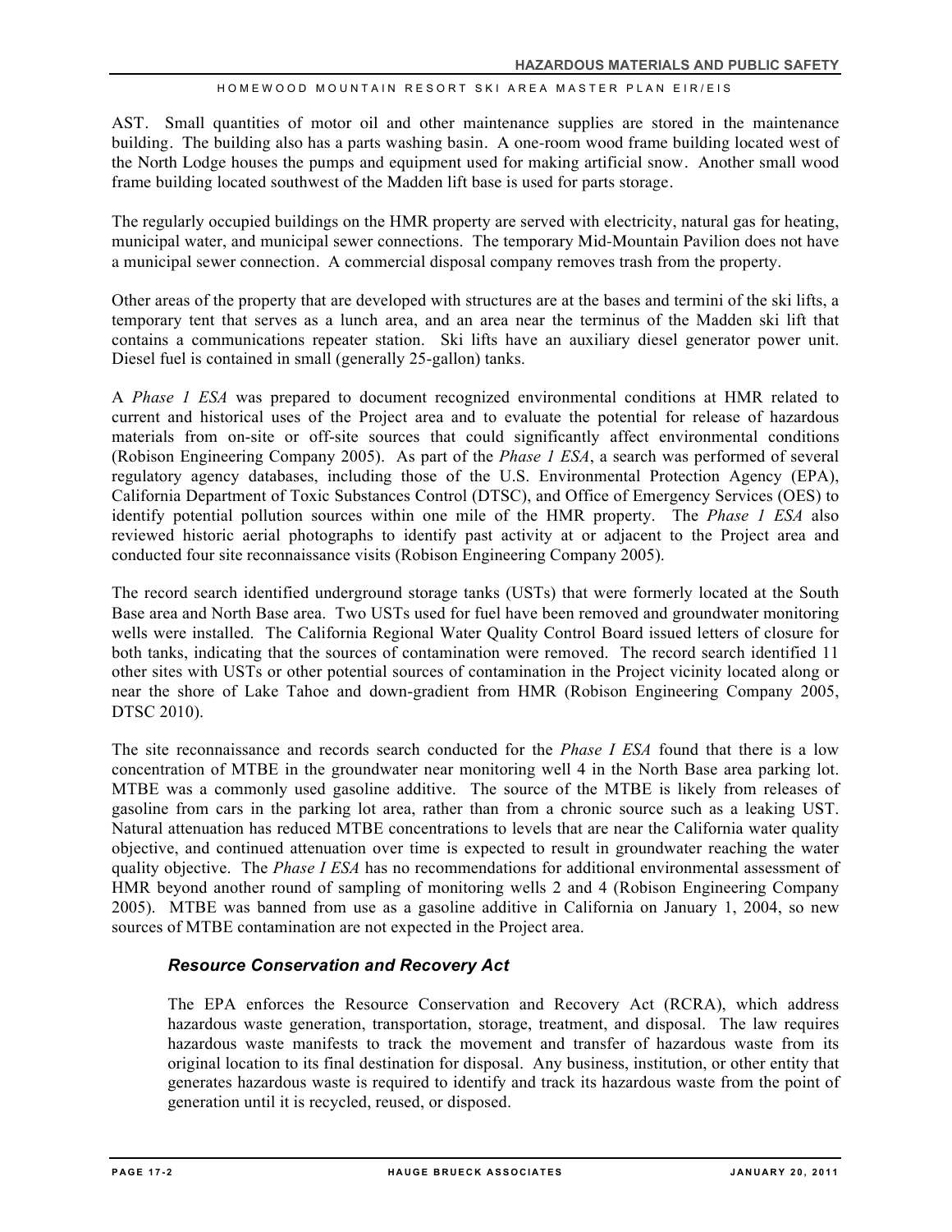AST. Small quantities of motor oil and other maintenance supplies are stored in the maintenance building. The building also has a parts washing basin. A one-room wood frame building located west of the North Lodge houses the pumps and equipment used for making artificial snow. Another small wood frame building located southwest of the Madden lift base is used for parts storage.

The regularly occupied buildings on the HMR property are served with electricity, natural gas for heating, municipal water, and municipal sewer connections. The temporary Mid-Mountain Pavilion does not have a municipal sewer connection. A commercial disposal company removes trash from the property.

Other areas of the property that are developed with structures are at the bases and termini of the ski lifts, a temporary tent that serves as a lunch area, and an area near the terminus of the Madden ski lift that contains a communications repeater station. Ski lifts have an auxiliary diesel generator power unit. Diesel fuel is contained in small (generally 25-gallon) tanks.

A *Phase 1 ESA* was prepared to document recognized environmental conditions at HMR related to current and historical uses of the Project area and to evaluate the potential for release of hazardous materials from on-site or off-site sources that could significantly affect environmental conditions (Robison Engineering Company 2005). As part of the *Phase 1 ESA*, a search was performed of several regulatory agency databases, including those of the U.S. Environmental Protection Agency (EPA), California Department of Toxic Substances Control (DTSC), and Office of Emergency Services (OES) to identify potential pollution sources within one mile of the HMR property. The *Phase 1 ESA* also reviewed historic aerial photographs to identify past activity at or adjacent to the Project area and conducted four site reconnaissance visits (Robison Engineering Company 2005).

The record search identified underground storage tanks (USTs) that were formerly located at the South Base area and North Base area. Two USTs used for fuel have been removed and groundwater monitoring wells were installed. The California Regional Water Quality Control Board issued letters of closure for both tanks, indicating that the sources of contamination were removed. The record search identified 11 other sites with USTs or other potential sources of contamination in the Project vicinity located along or near the shore of Lake Tahoe and down-gradient from HMR (Robison Engineering Company 2005, DTSC 2010).

The site reconnaissance and records search conducted for the *Phase I ESA* found that there is a low concentration of MTBE in the groundwater near monitoring well 4 in the North Base area parking lot. MTBE was a commonly used gasoline additive. The source of the MTBE is likely from releases of gasoline from cars in the parking lot area, rather than from a chronic source such as a leaking UST. Natural attenuation has reduced MTBE concentrations to levels that are near the California water quality objective, and continued attenuation over time is expected to result in groundwater reaching the water quality objective. The *Phase I ESA* has no recommendations for additional environmental assessment of HMR beyond another round of sampling of monitoring wells 2 and 4 (Robison Engineering Company 2005). MTBE was banned from use as a gasoline additive in California on January 1, 2004, so new sources of MTBE contamination are not expected in the Project area.

### *Resource Conservation and Recovery Act*

The EPA enforces the Resource Conservation and Recovery Act (RCRA), which address hazardous waste generation, transportation, storage, treatment, and disposal. The law requires hazardous waste manifests to track the movement and transfer of hazardous waste from its original location to its final destination for disposal. Any business, institution, or other entity that generates hazardous waste is required to identify and track its hazardous waste from the point of generation until it is recycled, reused, or disposed.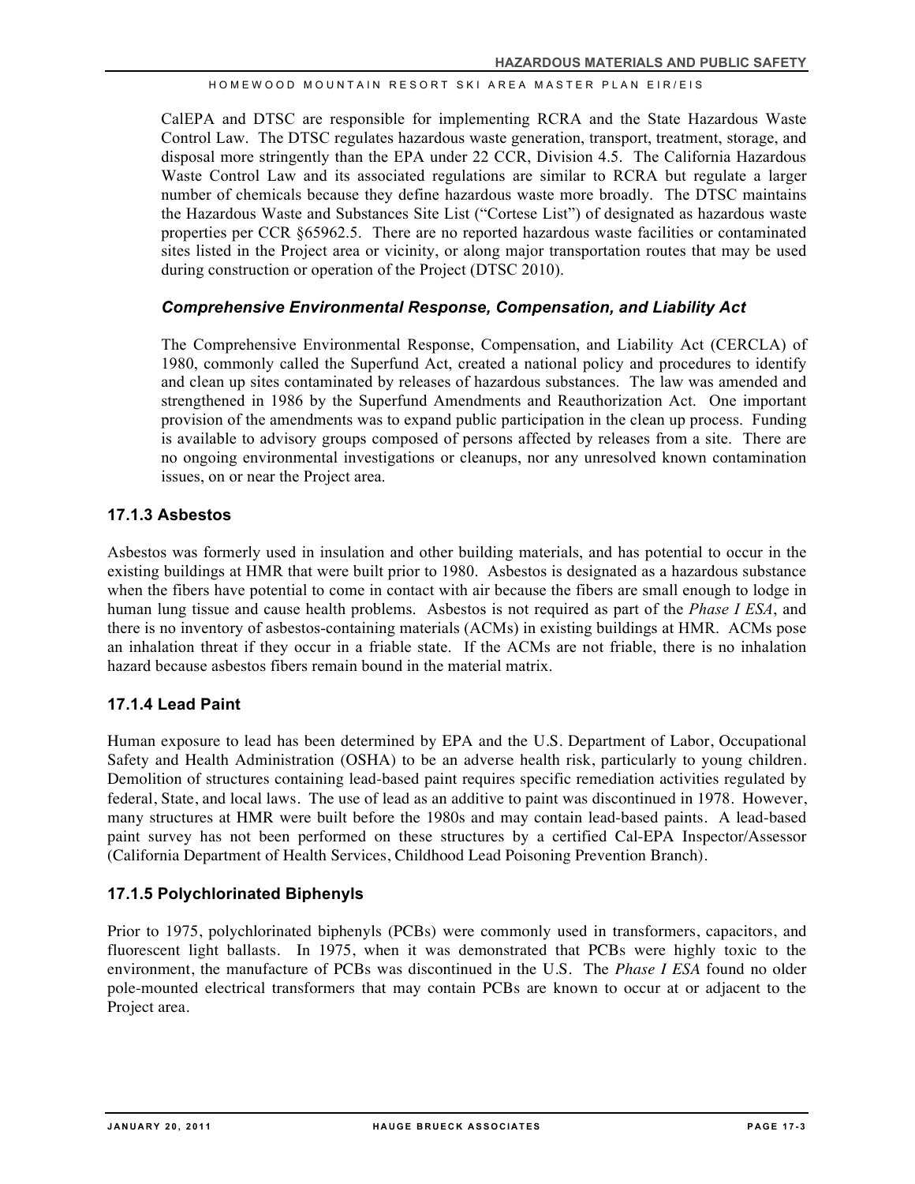CalEPA and DTSC are responsible for implementing RCRA and the State Hazardous Waste Control Law. The DTSC regulates hazardous waste generation, transport, treatment, storage, and disposal more stringently than the EPA under 22 CCR, Division 4.5. The California Hazardous Waste Control Law and its associated regulations are similar to RCRA but regulate a larger number of chemicals because they define hazardous waste more broadly. The DTSC maintains the Hazardous Waste and Substances Site List ("Cortese List") of designated as hazardous waste properties per CCR §65962.5. There are no reported hazardous waste facilities or contaminated sites listed in the Project area or vicinity, or along major transportation routes that may be used during construction or operation of the Project (DTSC 2010).

#### *Comprehensive Environmental Response, Compensation, and Liability Act*

The Comprehensive Environmental Response, Compensation, and Liability Act (CERCLA) of 1980, commonly called the Superfund Act, created a national policy and procedures to identify and clean up sites contaminated by releases of hazardous substances. The law was amended and strengthened in 1986 by the Superfund Amendments and Reauthorization Act. One important provision of the amendments was to expand public participation in the clean up process. Funding is available to advisory groups composed of persons affected by releases from a site. There are no ongoing environmental investigations or cleanups, nor any unresolved known contamination issues, on or near the Project area.

### 17.1.3 Asbestos

Asbestos was formerly used in insulation and other building materials, and has potential to occur in the existing buildings at HMR that were built prior to 1980. Asbestos is designated as a hazardous substance when the fibers have potential to come in contact with air because the fibers are small enough to lodge in human lung tissue and cause health problems. Asbestos is not required as part of the *Phase I ESA*, and there is no inventory of asbestos-containing materials (ACMs) in existing buildings at HMR. ACMs pose an inhalation threat if they occur in a friable state. If the ACMs are not friable, there is no inhalation hazard because asbestos fibers remain bound in the material matrix.

### 17.1.4 Lead Paint

Human exposure to lead has been determined by EPA and the U.S. Department of Labor, Occupational Safety and Health Administration (OSHA) to be an adverse health risk, particularly to young children. Demolition of structures containing lead-based paint requires specific remediation activities regulated by federal, State, and local laws. The use of lead as an additive to paint was discontinued in 1978. However, many structures at HMR were built before the 1980s and may contain lead-based paints. A lead-based paint survey has not been performed on these structures by a certified Cal-EPA Inspector/Assessor (California Department of Health Services, Childhood Lead Poisoning Prevention Branch).

### 17.1.5 Polychlorinated Biphenyls

Prior to 1975, polychlorinated biphenyls (PCBs) were commonly used in transformers, capacitors, and fluorescent light ballasts. In 1975, when it was demonstrated that PCBs were highly toxic to the environment, the manufacture of PCBs was discontinued in the U.S. The *Phase I ESA* found no older pole-mounted electrical transformers that may contain PCBs are known to occur at or adjacent to the Project area.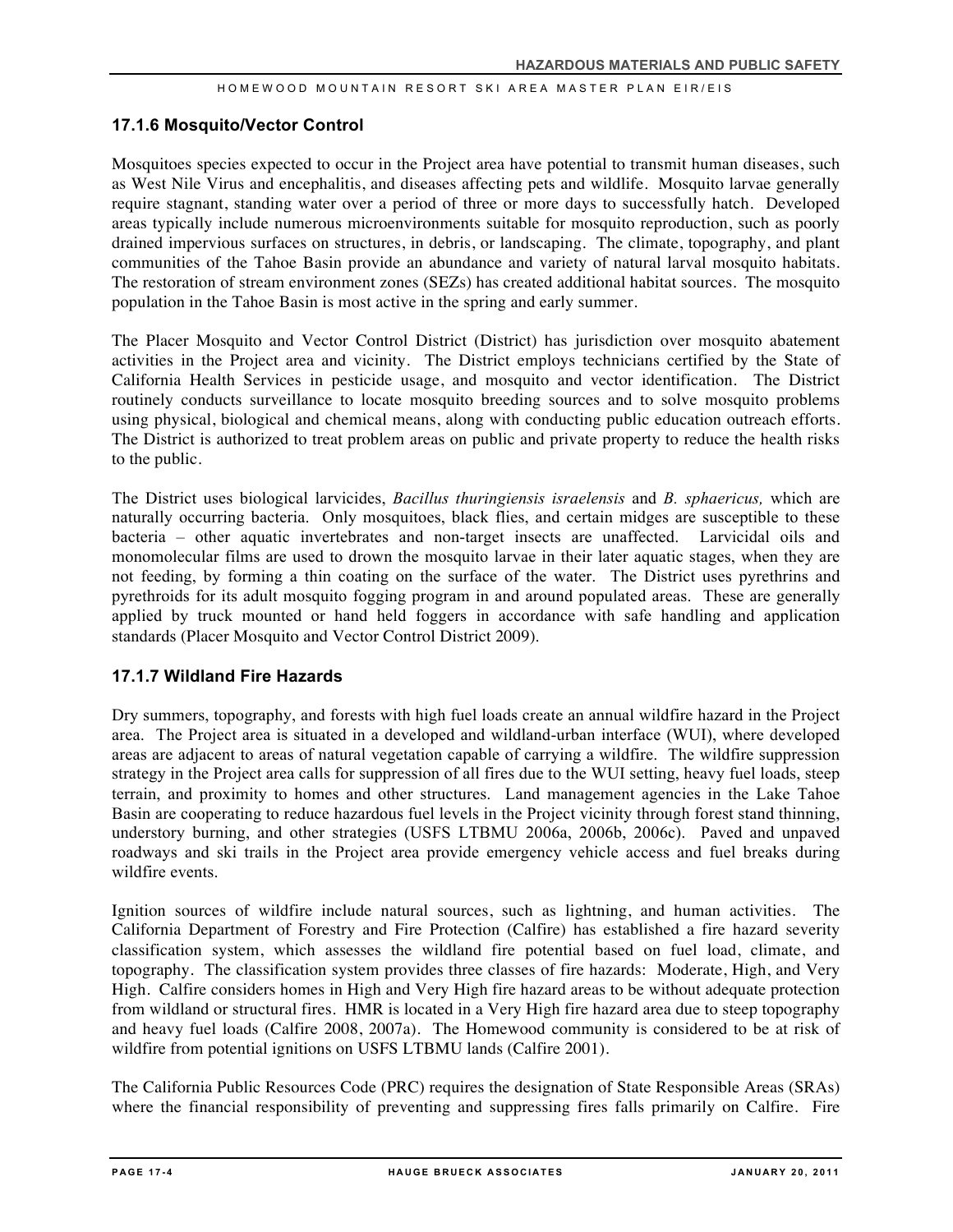### 17.1.6 Mosquito/Vector Control

Mosquitoes species expected to occur in the Project area have potential to transmit human diseases, such as West Nile Virus and encephalitis, and diseases affecting pets and wildlife. Mosquito larvae generally require stagnant, standing water over a period of three or more days to successfully hatch. Developed areas typically include numerous microenvironments suitable for mosquito reproduction, such as poorly drained impervious surfaces on structures, in debris, or landscaping. The climate, topography, and plant communities of the Tahoe Basin provide an abundance and variety of natural larval mosquito habitats. The restoration of stream environment zones (SEZs) has created additional habitat sources. The mosquito population in the Tahoe Basin is most active in the spring and early summer.

The Placer Mosquito and Vector Control District (District) has jurisdiction over mosquito abatement activities in the Project area and vicinity. The District employs technicians certified by the State of California Health Services in pesticide usage, and mosquito and vector identification. The District routinely conducts surveillance to locate mosquito breeding sources and to solve mosquito problems using physical, biological and chemical means, along with conducting public education outreach efforts. The District is authorized to treat problem areas on public and private property to reduce the health risks to the public.

The District uses biological larvicides, *Bacillus thuringiensis israelensis* and *B. sphaericus,* which are naturally occurring bacteria. Only mosquitoes, black flies, and certain midges are susceptible to these bacteria – other aquatic invertebrates and non-target insects are unaffected. Larvicidal oils and monomolecular films are used to drown the mosquito larvae in their later aquatic stages, when they are not feeding, by forming a thin coating on the surface of the water. The District uses pyrethrins and pyrethroids for its adult mosquito fogging program in and around populated areas. These are generally applied by truck mounted or hand held foggers in accordance with safe handling and application standards (Placer Mosquito and Vector Control District 2009).

### 17.1.7 Wildland Fire Hazards

Dry summers, topography, and forests with high fuel loads create an annual wildfire hazard in the Project area. The Project area is situated in a developed and wildland-urban interface (WUI), where developed areas are adjacent to areas of natural vegetation capable of carrying a wildfire. The wildfire suppression strategy in the Project area calls for suppression of all fires due to the WUI setting, heavy fuel loads, steep terrain, and proximity to homes and other structures. Land management agencies in the Lake Tahoe Basin are cooperating to reduce hazardous fuel levels in the Project vicinity through forest stand thinning, understory burning, and other strategies (USFS LTBMU 2006a, 2006b, 2006c). Paved and unpaved roadways and ski trails in the Project area provide emergency vehicle access and fuel breaks during wildfire events.

Ignition sources of wildfire include natural sources, such as lightning, and human activities. The California Department of Forestry and Fire Protection (Calfire) has established a fire hazard severity classification system, which assesses the wildland fire potential based on fuel load, climate, and topography. The classification system provides three classes of fire hazards: Moderate, High, and Very High. Calfire considers homes in High and Very High fire hazard areas to be without adequate protection from wildland or structural fires. HMR is located in a Very High fire hazard area due to steep topography and heavy fuel loads (Calfire 2008, 2007a). The Homewood community is considered to be at risk of wildfire from potential ignitions on USFS LTBMU lands (Calfire 2001).

The California Public Resources Code (PRC) requires the designation of State Responsible Areas (SRAs) where the financial responsibility of preventing and suppressing fires falls primarily on Calfire. Fire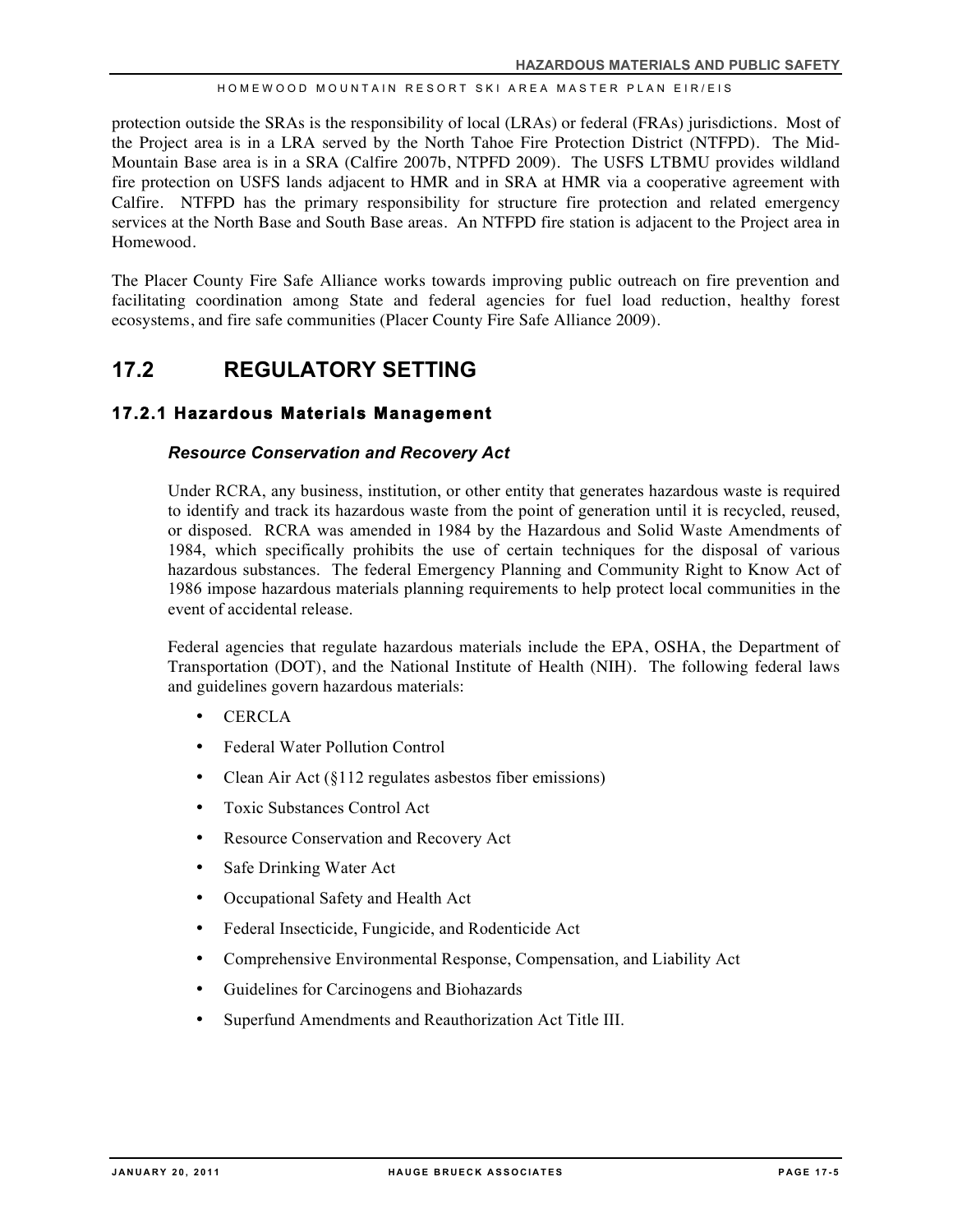protection outside the SRAs is the responsibility of local (LRAs) or federal (FRAs) jurisdictions. Most of the Project area is in a LRA served by the North Tahoe Fire Protection District (NTFPD). The Mid-Mountain Base area is in a SRA (Calfire 2007b, NTPFD 2009). The USFS LTBMU provides wildland fire protection on USFS lands adjacent to HMR and in SRA at HMR via a cooperative agreement with Calfire. NTFPD has the primary responsibility for structure fire protection and related emergency services at the North Base and South Base areas. An NTFPD fire station is adjacent to the Project area in Homewood.

The Placer County Fire Safe Alliance works towards improving public outreach on fire prevention and facilitating coordination among State and federal agencies for fuel load reduction, healthy forest ecosystems, and fire safe communities (Placer County Fire Safe Alliance 2009).

## 17.2 REGULATORY SETTING

### 17.2.1 Hazardous Materials Management

#### *Resource Conservation and Recovery Act*

Under RCRA, any business, institution, or other entity that generates hazardous waste is required to identify and track its hazardous waste from the point of generation until it is recycled, reused, or disposed. RCRA was amended in 1984 by the Hazardous and Solid Waste Amendments of 1984, which specifically prohibits the use of certain techniques for the disposal of various hazardous substances. The federal Emergency Planning and Community Right to Know Act of 1986 impose hazardous materials planning requirements to help protect local communities in the event of accidental release.

Federal agencies that regulate hazardous materials include the EPA, OSHA, the Department of Transportation (DOT), and the National Institute of Health (NIH). The following federal laws and guidelines govern hazardous materials:

- CERCLA
- Federal Water Pollution Control
- Clean Air Act (§112 regulates asbestos fiber emissions)
- Toxic Substances Control Act
- Resource Conservation and Recovery Act
- Safe Drinking Water Act
- Occupational Safety and Health Act
- Federal Insecticide, Fungicide, and Rodenticide Act
- Comprehensive Environmental Response, Compensation, and Liability Act
- Guidelines for Carcinogens and Biohazards
- Superfund Amendments and Reauthorization Act Title III.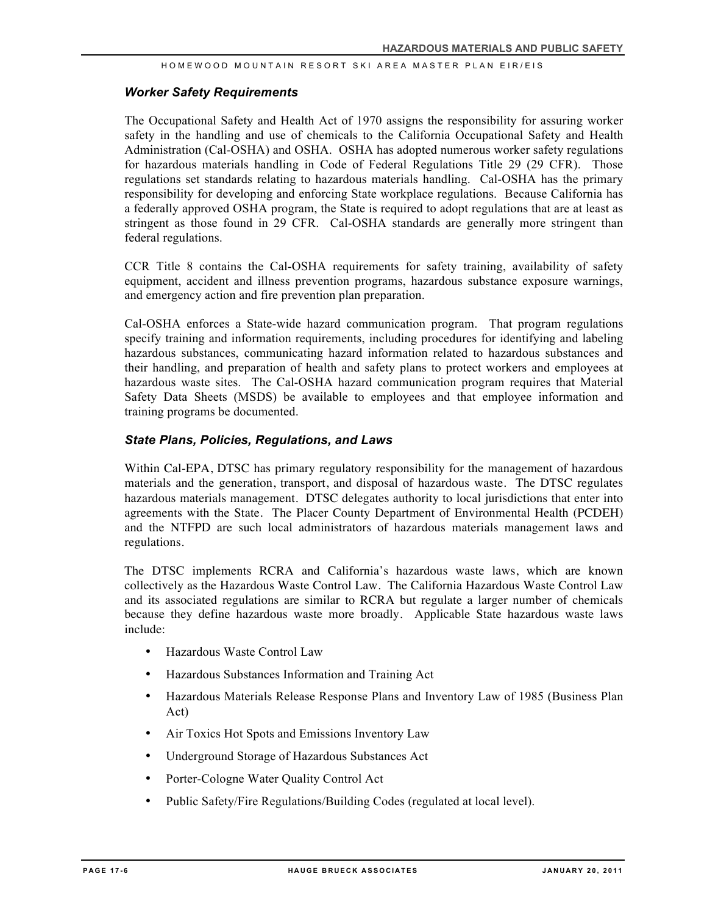### *Worker Safety Requirements*

The Occupational Safety and Health Act of 1970 assigns the responsibility for assuring worker safety in the handling and use of chemicals to the California Occupational Safety and Health Administration (Cal-OSHA) and OSHA. OSHA has adopted numerous worker safety regulations for hazardous materials handling in Code of Federal Regulations Title 29 (29 CFR). Those regulations set standards relating to hazardous materials handling. Cal-OSHA has the primary responsibility for developing and enforcing State workplace regulations. Because California has a federally approved OSHA program, the State is required to adopt regulations that are at least as stringent as those found in 29 CFR. Cal-OSHA standards are generally more stringent than federal regulations.

CCR Title 8 contains the Cal-OSHA requirements for safety training, availability of safety equipment, accident and illness prevention programs, hazardous substance exposure warnings, and emergency action and fire prevention plan preparation.

Cal-OSHA enforces a State-wide hazard communication program. That program regulations specify training and information requirements, including procedures for identifying and labeling hazardous substances, communicating hazard information related to hazardous substances and their handling, and preparation of health and safety plans to protect workers and employees at hazardous waste sites. The Cal-OSHA hazard communication program requires that Material Safety Data Sheets (MSDS) be available to employees and that employee information and training programs be documented.

### *State Plans, Policies, Regulations, and Laws*

Within Cal-EPA, DTSC has primary regulatory responsibility for the management of hazardous materials and the generation, transport, and disposal of hazardous waste. The DTSC regulates hazardous materials management. DTSC delegates authority to local jurisdictions that enter into agreements with the State. The Placer County Department of Environmental Health (PCDEH) and the NTFPD are such local administrators of hazardous materials management laws and regulations.

The DTSC implements RCRA and California's hazardous waste laws, which are known collectively as the Hazardous Waste Control Law. The California Hazardous Waste Control Law and its associated regulations are similar to RCRA but regulate a larger number of chemicals because they define hazardous waste more broadly. Applicable State hazardous waste laws include:

- Hazardous Waste Control Law
- Hazardous Substances Information and Training Act
- Hazardous Materials Release Response Plans and Inventory Law of 1985 (Business Plan Act)
- Air Toxics Hot Spots and Emissions Inventory Law
- Underground Storage of Hazardous Substances Act
- Porter-Cologne Water Quality Control Act
- Public Safety/Fire Regulations/Building Codes (regulated at local level).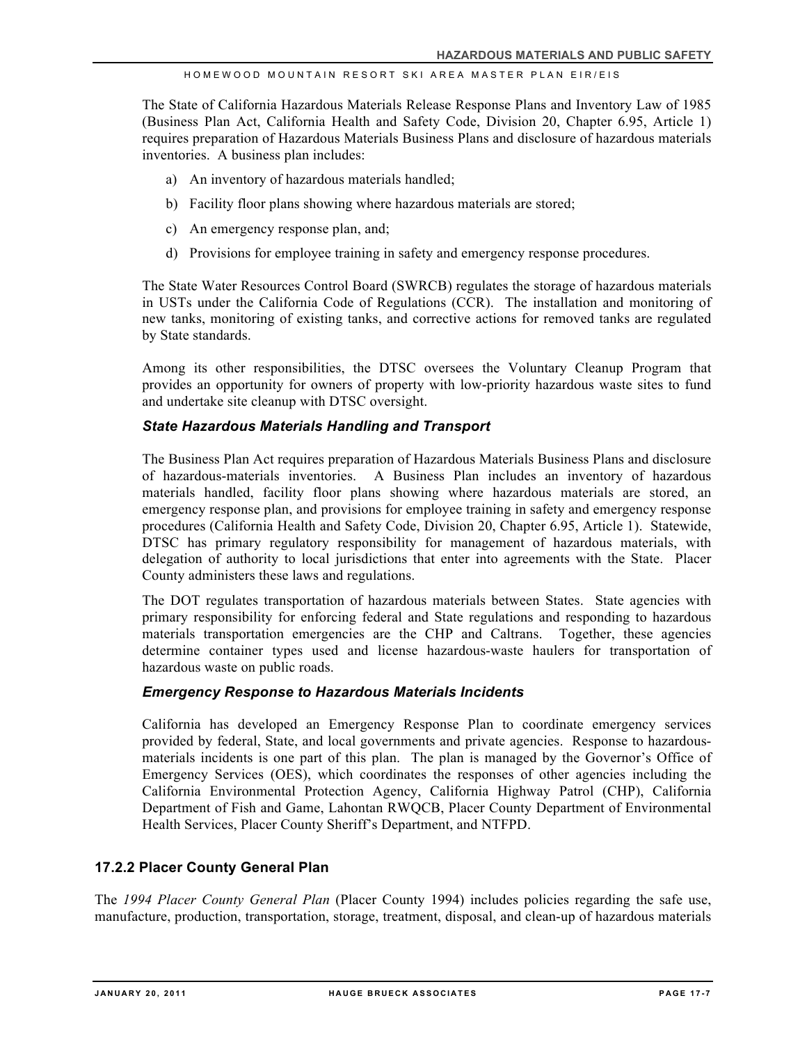The State of California Hazardous Materials Release Response Plans and Inventory Law of 1985 (Business Plan Act, California Health and Safety Code, Division 20, Chapter 6.95, Article 1) requires preparation of Hazardous Materials Business Plans and disclosure of hazardous materials inventories. A business plan includes:

a) An inventory of hazardous materials handled;

b) Facility floor plans showing where hazardous materials are stored;

c) An emergency response plan, and;

d) Provisions for employee training in safety and emergency response procedures.

The State Water Resources Control Board (SWRCB) regulates the storage of hazardous materials in USTs under the California Code of Regulations (CCR). The installation and monitoring of new tanks, monitoring of existing tanks, and corrective actions for removed tanks are regulated by State standards.

Among its other responsibilities, the DTSC oversees the Voluntary Cleanup Program that provides an opportunity for owners of property with low-priority hazardous waste sites to fund and undertake site cleanup with DTSC oversight.

#### *State Hazardous Materials Handling and Transport*

The Business Plan Act requires preparation of Hazardous Materials Business Plans and disclosure of hazardous-materials inventories. A Business Plan includes an inventory of hazardous materials handled, facility floor plans showing where hazardous materials are stored, an emergency response plan, and provisions for employee training in safety and emergency response procedures (California Health and Safety Code, Division 20, Chapter 6.95, Article 1). Statewide, DTSC has primary regulatory responsibility for management of hazardous materials, with delegation of authority to local jurisdictions that enter into agreements with the State. Placer County administers these laws and regulations.

The DOT regulates transportation of hazardous materials between States. State agencies with primary responsibility for enforcing federal and State regulations and responding to hazardous materials transportation emergencies are the CHP and Caltrans. Together, these agencies determine container types used and license hazardous-waste haulers for transportation of hazardous waste on public roads.

#### *Emergency Response to Hazardous Materials Incidents*

California has developed an Emergency Response Plan to coordinate emergency services provided by federal, State, and local governments and private agencies. Response to hazardous-materials incidents is one part of this plan. The plan is managed by the Governor's Office of Emergency Services (OES), which coordinates the responses of other agencies including the California Environmental Protection Agency, California Highway Patrol (CHP), California Department of Fish and Game, Lahontan RWQCB, Placer County Department of Environmental Health Services, Placer County Sheriff's Department, and NTFPD.

### 17.2.2 Placer County General Plan

The *1994 Placer County General Plan* (Placer County 1994) includes policies regarding the safe use, manufacture, production, transportation, storage, treatment, disposal, and clean-up of hazardous materials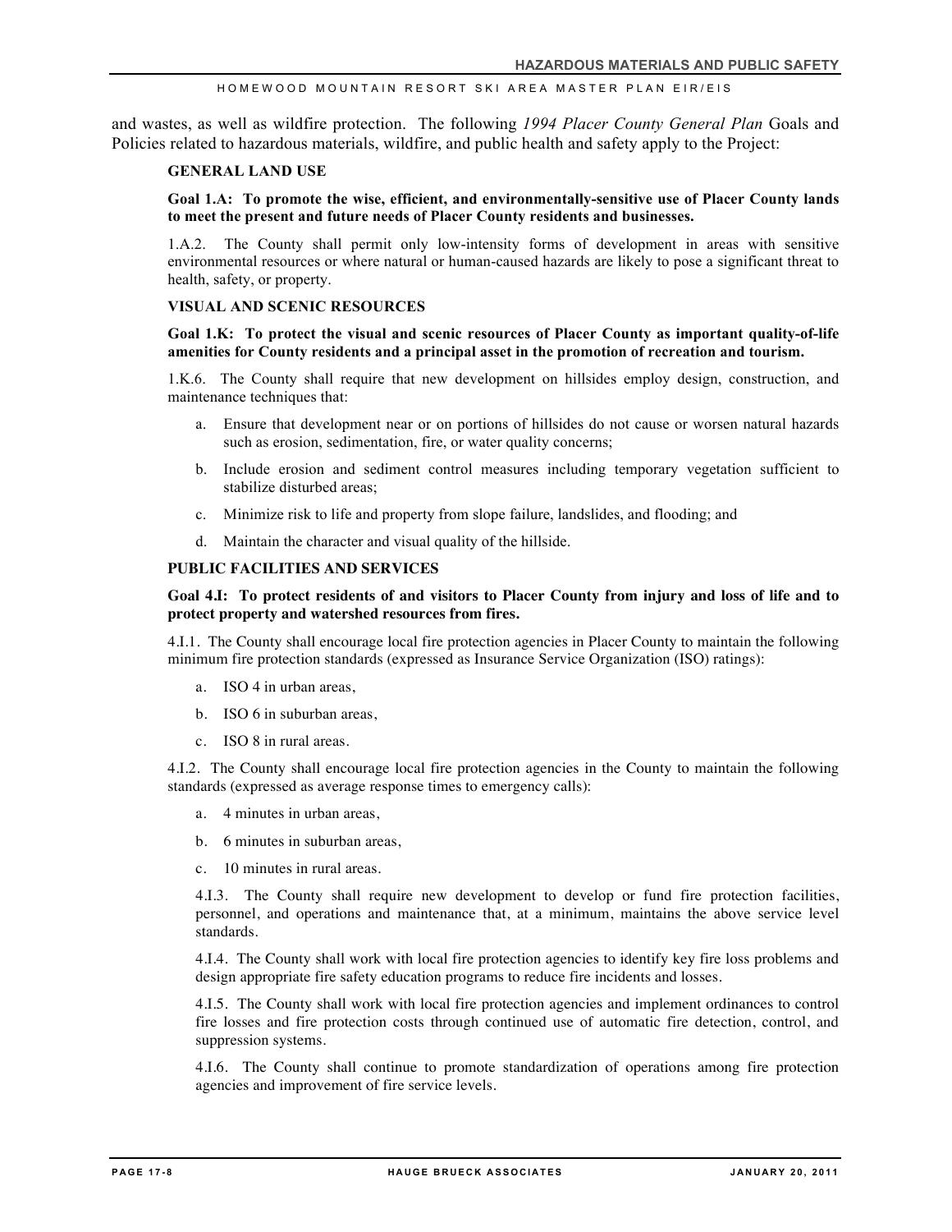and wastes, as well as wildfire protection. The following *1994 Placer County General Plan* Goals and Policies related to hazardous materials, wildfire, and public health and safety apply to the Project:

**GENERAL LAND USE**

**Goal 1.A: To promote the wise, efficient, and environmentally-sensitive use of Placer County lands to meet the present and future needs of Placer County residents and businesses.**

1.A.2. The County shall permit only low-intensity forms of development in areas with sensitive environmental resources or where natural or human-caused hazards are likely to pose a significant threat to health, safety, or property.

**VISUAL AND SCENIC RESOURCES**

**Goal 1.K: To protect the visual and scenic resources of Placer County as important quality-of-life amenities for County residents and a principal asset in the promotion of recreation and tourism.**

1.K.6. The County shall require that new development on hillsides employ design, construction, and maintenance techniques that:

a. Ensure that development near or on portions of hillsides do not cause or worsen natural hazards such as erosion, sedimentation, fire, or water quality concerns;

b. Include erosion and sediment control measures including temporary vegetation sufficient to stabilize disturbed areas;

c. Minimize risk to life and property from slope failure, landslides, and flooding; and

d. Maintain the character and visual quality of the hillside.

**PUBLIC FACILITIES AND SERVICES**

**Goal 4.I: To protect residents of and visitors to Placer County from injury and loss of life and to protect property and watershed resources from fires.**

4.I.1. The County shall encourage local fire protection agencies in Placer County to maintain the following minimum fire protection standards (expressed as Insurance Service Organization (ISO) ratings):

a. ISO 4 in urban areas,

b. ISO 6 in suburban areas,

c. ISO 8 in rural areas.

4.I.2. The County shall encourage local fire protection agencies in the County to maintain the following standards (expressed as average response times to emergency calls):

a. 4 minutes in urban areas,

b. 6 minutes in suburban areas,

c. 10 minutes in rural areas.

4.I.3. The County shall require new development to develop or fund fire protection facilities, personnel, and operations and maintenance that, at a minimum, maintains the above service level standards.

4.I.4. The County shall work with local fire protection agencies to identify key fire loss problems and design appropriate fire safety education programs to reduce fire incidents and losses.

4.I.5. The County shall work with local fire protection agencies and implement ordinances to control fire losses and fire protection costs through continued use of automatic fire detection, control, and suppression systems.

4.I.6. The County shall continue to promote standardization of operations among fire protection agencies and improvement of fire service levels.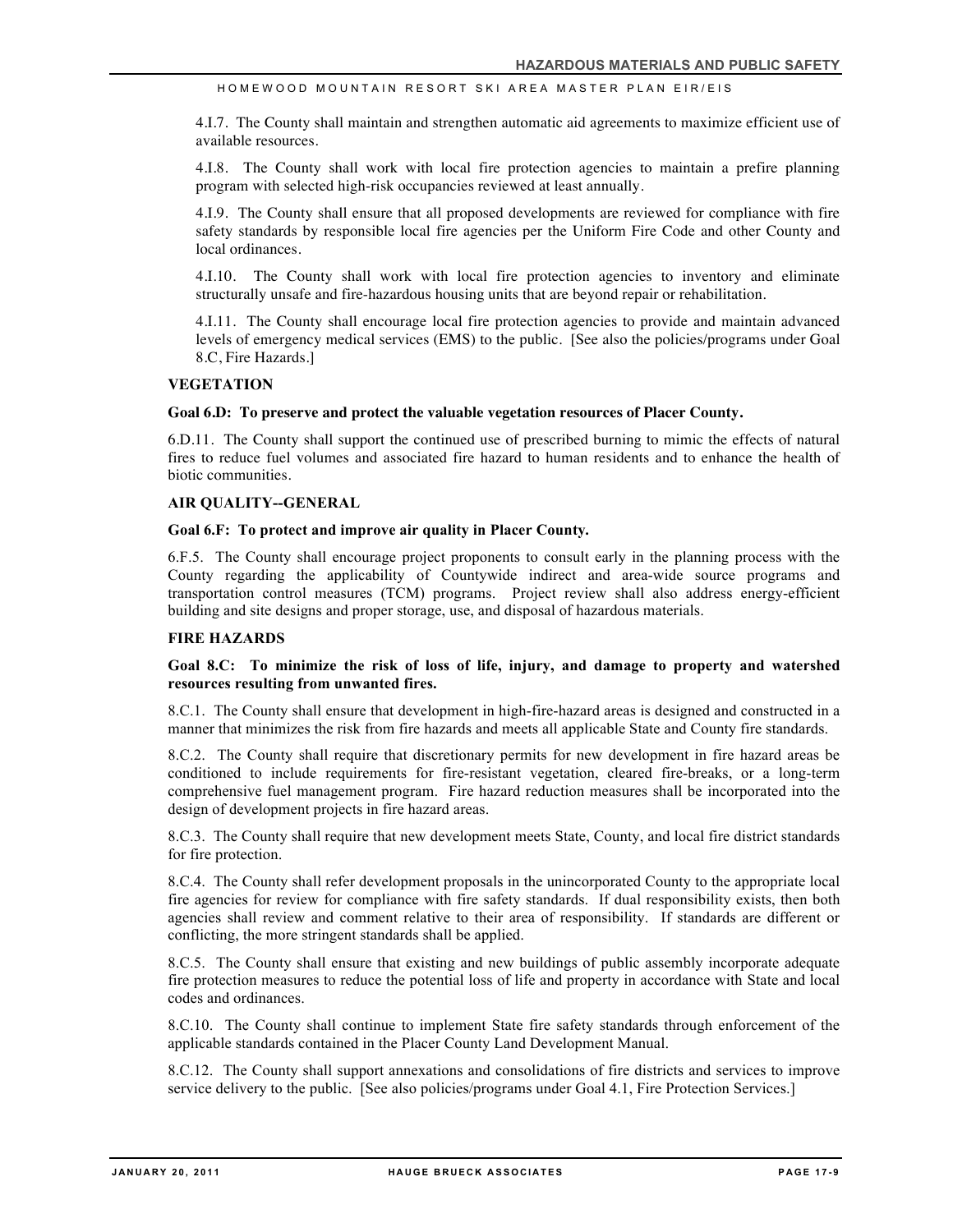4.I.7. The County shall maintain and strengthen automatic aid agreements to maximize efficient use of available resources.

4.I.8. The County shall work with local fire protection agencies to maintain a prefire planning program with selected high-risk occupancies reviewed at least annually.

4.I.9. The County shall ensure that all proposed developments are reviewed for compliance with fire safety standards by responsible local fire agencies per the Uniform Fire Code and other County and local ordinances.

4.I.10. The County shall work with local fire protection agencies to inventory and eliminate structurally unsafe and fire-hazardous housing units that are beyond repair or rehabilitation.

4.I.11. The County shall encourage local fire protection agencies to provide and maintain advanced levels of emergency medical services (EMS) to the public. [See also the policies/programs under Goal 8.C, Fire Hazards.]

**VEGETATION**

**Goal 6.D: To preserve and protect the valuable vegetation resources of Placer County.**

6.D.11. The County shall support the continued use of prescribed burning to mimic the effects of natural fires to reduce fuel volumes and associated fire hazard to human residents and to enhance the health of biotic communities.

**AIR QUALITY--GENERAL**

**Goal 6.F: To protect and improve air quality in Placer County.**

6.F.5. The County shall encourage project proponents to consult early in the planning process with the County regarding the applicability of Countywide indirect and area-wide source programs and transportation control measures (TCM) programs. Project review shall also address energy-efficient building and site designs and proper storage, use, and disposal of hazardous materials.

**FIRE HAZARDS**

**Goal 8.C: To minimize the risk of loss of life, injury, and damage to property and watershed resources resulting from unwanted fires.**

8.C.1. The County shall ensure that development in high-fire-hazard areas is designed and constructed in a manner that minimizes the risk from fire hazards and meets all applicable State and County fire standards.

8.C.2. The County shall require that discretionary permits for new development in fire hazard areas be conditioned to include requirements for fire-resistant vegetation, cleared fire-breaks, or a long-term comprehensive fuel management program. Fire hazard reduction measures shall be incorporated into the design of development projects in fire hazard areas.

8.C.3. The County shall require that new development meets State, County, and local fire district standards for fire protection.

8.C.4. The County shall refer development proposals in the unincorporated County to the appropriate local fire agencies for review for compliance with fire safety standards. If dual responsibility exists, then both agencies shall review and comment relative to their area of responsibility. If standards are different or conflicting, the more stringent standards shall be applied.

8.C.5. The County shall ensure that existing and new buildings of public assembly incorporate adequate fire protection measures to reduce the potential loss of life and property in accordance with State and local codes and ordinances.

8.C.10. The County shall continue to implement State fire safety standards through enforcement of the applicable standards contained in the Placer County Land Development Manual.

8.C.12. The County shall support annexations and consolidations of fire districts and services to improve service delivery to the public. [See also policies/programs under Goal 4.1, Fire Protection Services.]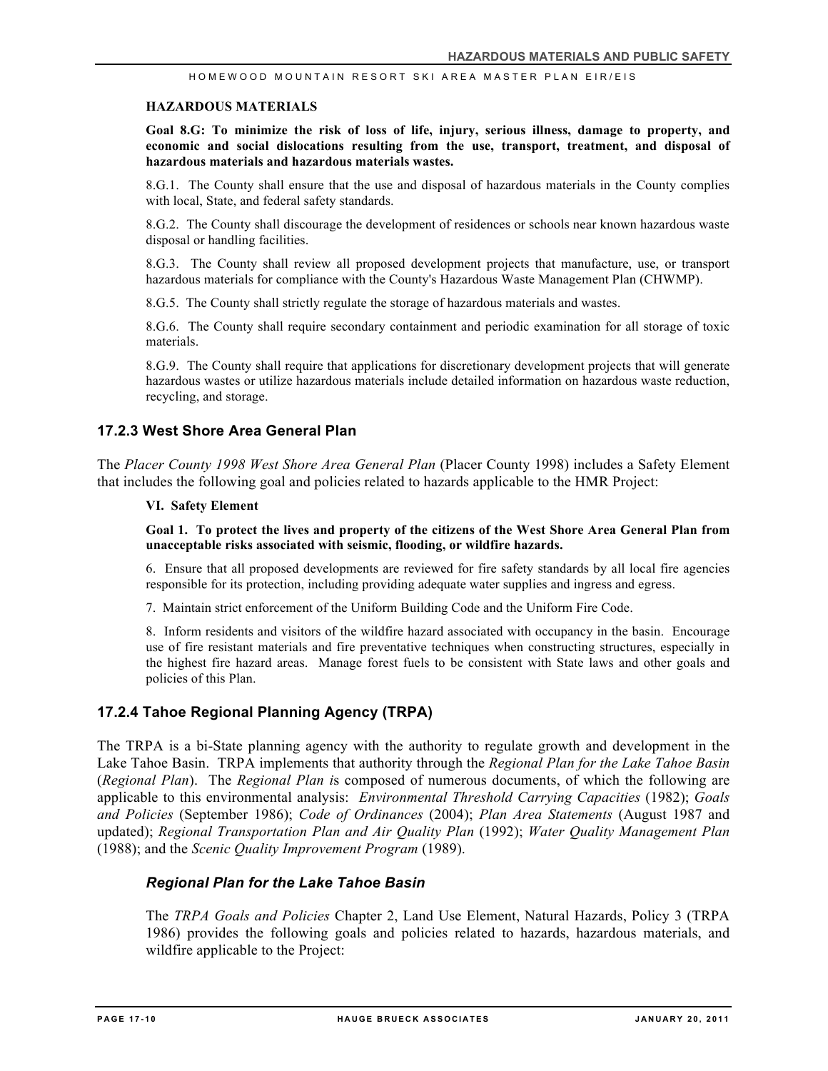**HAZARDOUS MATERIALS**

**Goal 8.G: To minimize the risk of loss of life, injury, serious illness, damage to property, and economic and social dislocations resulting from the use, transport, treatment, and disposal of hazardous materials and hazardous materials wastes.**

8.G.1. The County shall ensure that the use and disposal of hazardous materials in the County complies with local, State, and federal safety standards.

8.G.2. The County shall discourage the development of residences or schools near known hazardous waste disposal or handling facilities.

8.G.3. The County shall review all proposed development projects that manufacture, use, or transport hazardous materials for compliance with the County's Hazardous Waste Management Plan (CHWMP).

8.G.5. The County shall strictly regulate the storage of hazardous materials and wastes.

8.G.6. The County shall require secondary containment and periodic examination for all storage of toxic materials.

8.G.9. The County shall require that applications for discretionary development projects that will generate hazardous wastes or utilize hazardous materials include detailed information on hazardous waste reduction, recycling, and storage.

### 17.2.3 West Shore Area General Plan

The *Placer County 1998 West Shore Area General Plan* (Placer County 1998) includes a Safety Element that includes the following goal and policies related to hazards applicable to the HMR Project:

**VI. Safety Element**

**Goal 1. To protect the lives and property of the citizens of the West Shore Area General Plan from unacceptable risks associated with seismic, flooding, or wildfire hazards.**

6. Ensure that all proposed developments are reviewed for fire safety standards by all local fire agencies responsible for its protection, including providing adequate water supplies and ingress and egress.

7. Maintain strict enforcement of the Uniform Building Code and the Uniform Fire Code.

8. Inform residents and visitors of the wildfire hazard associated with occupancy in the basin. Encourage use of fire resistant materials and fire preventative techniques when constructing structures, especially in the highest fire hazard areas. Manage forest fuels to be consistent with State laws and other goals and policies of this Plan.

### 17.2.4 Tahoe Regional Planning Agency (TRPA)

The TRPA is a bi-State planning agency with the authority to regulate growth and development in the Lake Tahoe Basin. TRPA implements that authority through the *Regional Plan for the Lake Tahoe Basin* (*Regional Plan*). The *Regional Plan i*s composed of numerous documents, of which the following are applicable to this environmental analysis: *Environmental Threshold Carrying Capacities* (1982); *Goals and Policies* (September 1986); *Code of Ordinances* (2004); *Plan Area Statements* (August 1987 and updated); *Regional Transportation Plan and Air Quality Plan* (1992); *Water Quality Management Plan* (1988); and the *Scenic Quality Improvement Program* (1989).

#### *Regional Plan for the Lake Tahoe Basin*

The *TRPA Goals and Policies* Chapter 2, Land Use Element, Natural Hazards, Policy 3 (TRPA 1986) provides the following goals and policies related to hazards, hazardous materials, and wildfire applicable to the Project: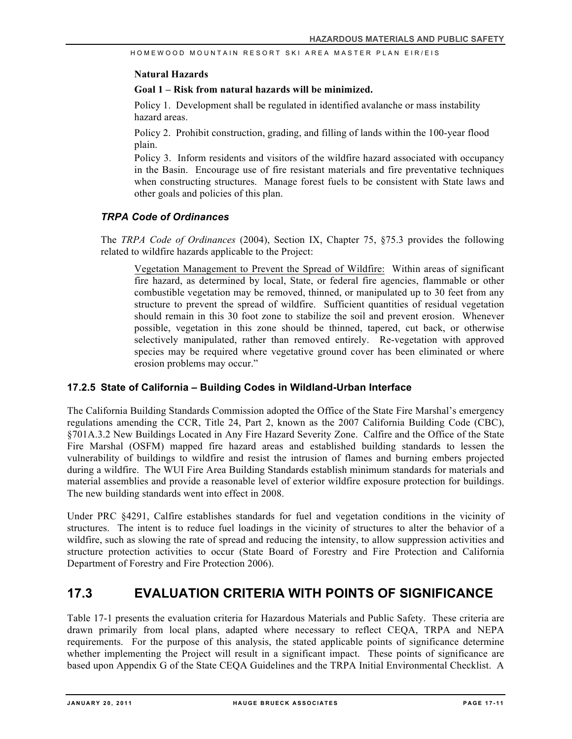**Natural Hazards**

**Goal 1 – Risk from natural hazards will be minimized.**

Policy 1. Development shall be regulated in identified avalanche or mass instability hazard areas.

Policy 2. Prohibit construction, grading, and filling of lands within the 100-year flood plain.

Policy 3. Inform residents and visitors of the wildfire hazard associated with occupancy in the Basin. Encourage use of fire resistant materials and fire preventative techniques when constructing structures. Manage forest fuels to be consistent with State laws and other goals and policies of this plan.

### *TRPA Code of Ordinances*

The *TRPA Code of Ordinances* (2004), Section IX, Chapter 75, §75.3 provides the following related to wildfire hazards applicable to the Project:

> Vegetation Management to Prevent the Spread of Wildfire: Within areas of significant fire hazard, as determined by local, State, or federal fire agencies, flammable or other combustible vegetation may be removed, thinned, or manipulated up to 30 feet from any structure to prevent the spread of wildfire. Sufficient quantities of residual vegetation should remain in this 30 foot zone to stabilize the soil and prevent erosion. Whenever possible, vegetation in this zone should be thinned, tapered, cut back, or otherwise selectively manipulated, rather than removed entirely. Re-vegetation with approved species may be required where vegetative ground cover has been eliminated or where erosion problems may occur."

### 17.2.5 State of California – Building Codes in Wildland-Urban Interface

The California Building Standards Commission adopted the Office of the State Fire Marshal's emergency regulations amending the CCR, Title 24, Part 2, known as the 2007 California Building Code (CBC), §701A.3.2 New Buildings Located in Any Fire Hazard Severity Zone. Calfire and the Office of the State Fire Marshal (OSFM) mapped fire hazard areas and established building standards to lessen the vulnerability of buildings to wildfire and resist the intrusion of flames and burning embers projected during a wildfire. The WUI Fire Area Building Standards establish minimum standards for materials and material assemblies and provide a reasonable level of exterior wildfire exposure protection for buildings. The new building standards went into effect in 2008.

Under PRC §4291, Calfire establishes standards for fuel and vegetation conditions in the vicinity of structures. The intent is to reduce fuel loadings in the vicinity of structures to alter the behavior of a wildfire, such as slowing the rate of spread and reducing the intensity, to allow suppression activities and structure protection activities to occur (State Board of Forestry and Fire Protection and California Department of Forestry and Fire Protection 2006).

## 17.3 EVALUATION CRITERIA WITH POINTS OF SIGNIFICANCE

Table 17-1 presents the evaluation criteria for Hazardous Materials and Public Safety. These criteria are drawn primarily from local plans, adapted where necessary to reflect CEQA, TRPA and NEPA requirements. For the purpose of this analysis, the stated applicable points of significance determine whether implementing the Project will result in a significant impact. These points of significance are based upon Appendix G of the State CEQA Guidelines and the TRPA Initial Environmental Checklist. A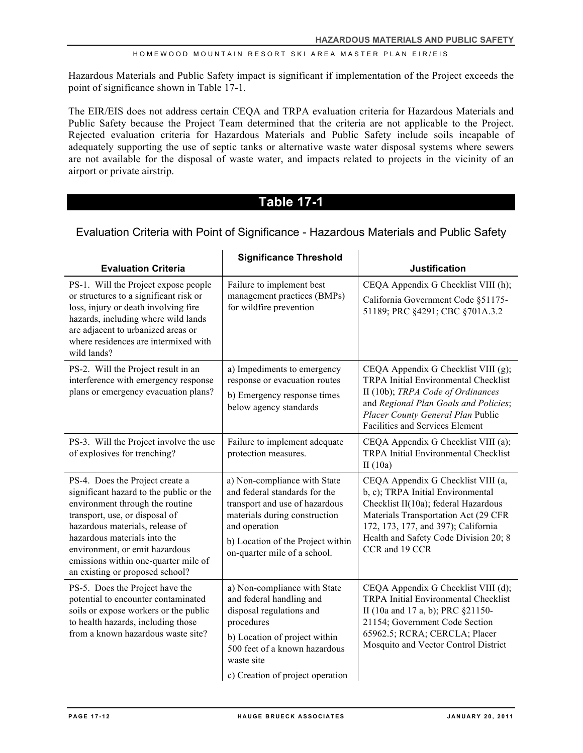Hazardous Materials and Public Safety impact is significant if implementation of the Project exceeds the point of significance shown in Table 17-1.

The EIR/EIS does not address certain CEQA and TRPA evaluation criteria for Hazardous Materials and Public Safety because the Project Team determined that the criteria are not applicable to the Project. Rejected evaluation criteria for Hazardous Materials and Public Safety include soils incapable of adequately supporting the use of septic tanks or alternative waste water disposal systems where sewers are not available for the disposal of waste water, and impacts related to projects in the vicinity of an airport or private airstrip.

## Table 17-1

### Evaluation Criteria with Point of Significance - Hazardous Materials and Public Safety

| Evaluation Criteria | Significance Threshold | Justification |
|---|---|---|
| PS-1. Will the Project expose people or structures to a significant risk or loss, injury or death involving fire hazards, including where wild lands are adjacent to urbanized areas or where residences are intermixed with wild lands? | Failure to implement best management practices (BMPs) for wildfire prevention | CEQA Appendix G Checklist VIII (h); California Government Code §51175-51189; PRC §4291; CBC §701A.3.2 |
| PS-2. Will the Project result in an interference with emergency response plans or emergency evacuation plans? | a) Impediments to emergency response or evacuation routes<br>b) Emergency response times below agency standards | CEQA Appendix G Checklist VIII (g); TRPA Initial Environmental Checklist II (10b); *TRPA Code of Ordinances* and *Regional Plan Goals and Policies*; *Placer County General Plan* Public Facilities and Services Element |
| PS-3. Will the Project involve the use of explosives for trenching? | Failure to implement adequate protection measures. | CEQA Appendix G Checklist VIII (a); TRPA Initial Environmental Checklist II (10a) |
| PS-4. Does the Project create a significant hazard to the public or the environment through the routine transport, use, or disposal of hazardous materials, release of hazardous materials into the environment, or emit hazardous emissions within one-quarter mile of an existing or proposed school? | a) Non-compliance with State and federal standards for the transport and use of hazardous materials during construction and operation<br>b) Location of the Project within on-quarter mile of a school. | CEQA Appendix G Checklist VIII (a, b, c); TRPA Initial Environmental Checklist II(10a); federal Hazardous Materials Transportation Act (29 CFR 172, 173, 177, and 397); California Health and Safety Code Division 20; 8 CCR and 19 CCR |
| PS-5. Does the Project have the potential to encounter contaminated soils or expose workers or the public to health hazards, including those from a known hazardous waste site? | a) Non-compliance with State and federal handling and disposal regulations and procedures<br>b) Location of project within 500 feet of a known hazardous waste site<br>c) Creation of project operation | CEQA Appendix G Checklist VIII (d); TRPA Initial Environmental Checklist II (10a and 17 a, b); PRC §21150-21154; Government Code Section 65962.5; RCRA; CERCLA; Placer Mosquito and Vector Control District |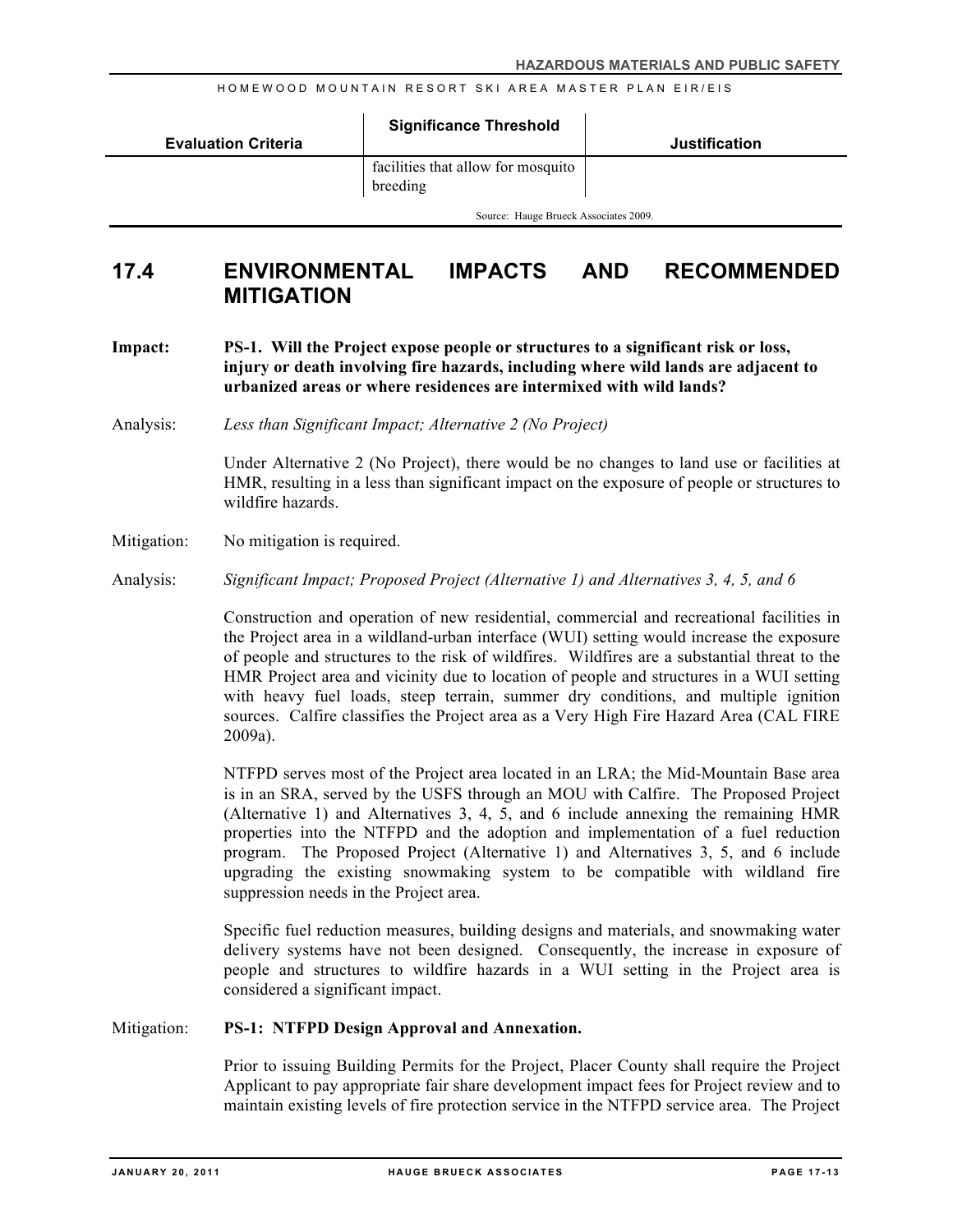| Evaluation Criteria | Significance Threshold | Justification |
|---|---|---|
| | facilities that allow for mosquito breeding | |

Source: Hauge Brueck Associates 2009.

## 17.4 ENVIRONMENTAL IMPACTS AND RECOMMENDED MITIGATION

**Impact:** **PS-1. Will the Project expose people or structures to a significant risk or loss, injury or death involving fire hazards, including where wild lands are adjacent to urbanized areas or where residences are intermixed with wild lands?**

Analysis: *Less than Significant Impact; Alternative 2 (No Project)*

Under Alternative 2 (No Project), there would be no changes to land use or facilities at HMR, resulting in a less than significant impact on the exposure of people or structures to wildfire hazards.

Mitigation: No mitigation is required.

Analysis: *Significant Impact; Proposed Project (Alternative 1) and Alternatives 3, 4, 5, and 6*

Construction and operation of new residential, commercial and recreational facilities in the Project area in a wildland-urban interface (WUI) setting would increase the exposure of people and structures to the risk of wildfires. Wildfires are a substantial threat to the HMR Project area and vicinity due to location of people and structures in a WUI setting with heavy fuel loads, steep terrain, summer dry conditions, and multiple ignition sources. Calfire classifies the Project area as a Very High Fire Hazard Area (CAL FIRE 2009a).

NTFPD serves most of the Project area located in an LRA; the Mid-Mountain Base area is in an SRA, served by the USFS through an MOU with Calfire. The Proposed Project (Alternative 1) and Alternatives 3, 4, 5, and 6 include annexing the remaining HMR properties into the NTFPD and the adoption and implementation of a fuel reduction program. The Proposed Project (Alternative 1) and Alternatives 3, 5, and 6 include upgrading the existing snowmaking system to be compatible with wildland fire suppression needs in the Project area.

Specific fuel reduction measures, building designs and materials, and snowmaking water delivery systems have not been designed. Consequently, the increase in exposure of people and structures to wildfire hazards in a WUI setting in the Project area is considered a significant impact.

Mitigation: **PS-1: NTFPD Design Approval and Annexation.**

Prior to issuing Building Permits for the Project, Placer County shall require the Project Applicant to pay appropriate fair share development impact fees for Project review and to maintain existing levels of fire protection service in the NTFPD service area. The Project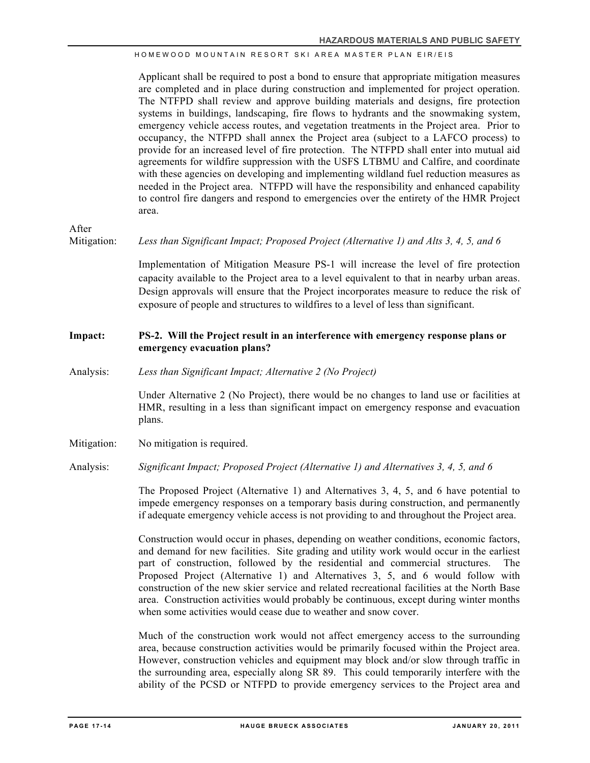Applicant shall be required to post a bond to ensure that appropriate mitigation measures are completed and in place during construction and implemented for project operation. The NTFPD shall review and approve building materials and designs, fire protection systems in buildings, landscaping, fire flows to hydrants and the snowmaking system, emergency vehicle access routes, and vegetation treatments in the Project area. Prior to occupancy, the NTFPD shall annex the Project area (subject to a LAFCO process) to provide for an increased level of fire protection. The NTFPD shall enter into mutual aid agreements for wildfire suppression with the USFS LTBMU and Calfire, and coordinate with these agencies on developing and implementing wildland fuel reduction measures as needed in the Project area. NTFPD will have the responsibility and enhanced capability to control fire dangers and respond to emergencies over the entirety of the HMR Project area.

After Mitigation: *Less than Significant Impact; Proposed Project (Alternative 1) and Alts 3, 4, 5, and 6*

Implementation of Mitigation Measure PS-1 will increase the level of fire protection capacity available to the Project area to a level equivalent to that in nearby urban areas. Design approvals will ensure that the Project incorporates measure to reduce the risk of exposure of people and structures to wildfires to a level of less than significant.

**Impact: PS-2. Will the Project result in an interference with emergency response plans or emergency evacuation plans?**

Analysis: *Less than Significant Impact; Alternative 2 (No Project)*

Under Alternative 2 (No Project), there would be no changes to land use or facilities at HMR, resulting in a less than significant impact on emergency response and evacuation plans.

Mitigation: No mitigation is required.

Analysis: *Significant Impact; Proposed Project (Alternative 1) and Alternatives 3, 4, 5, and 6*

The Proposed Project (Alternative 1) and Alternatives 3, 4, 5, and 6 have potential to impede emergency responses on a temporary basis during construction, and permanently if adequate emergency vehicle access is not providing to and throughout the Project area.

Construction would occur in phases, depending on weather conditions, economic factors, and demand for new facilities. Site grading and utility work would occur in the earliest part of construction, followed by the residential and commercial structures. The Proposed Project (Alternative 1) and Alternatives 3, 5, and 6 would follow with construction of the new skier service and related recreational facilities at the North Base area. Construction activities would probably be continuous, except during winter months when some activities would cease due to weather and snow cover.

Much of the construction work would not affect emergency access to the surrounding area, because construction activities would be primarily focused within the Project area. However, construction vehicles and equipment may block and/or slow through traffic in the surrounding area, especially along SR 89. This could temporarily interfere with the ability of the PCSD or NTFPD to provide emergency services to the Project area and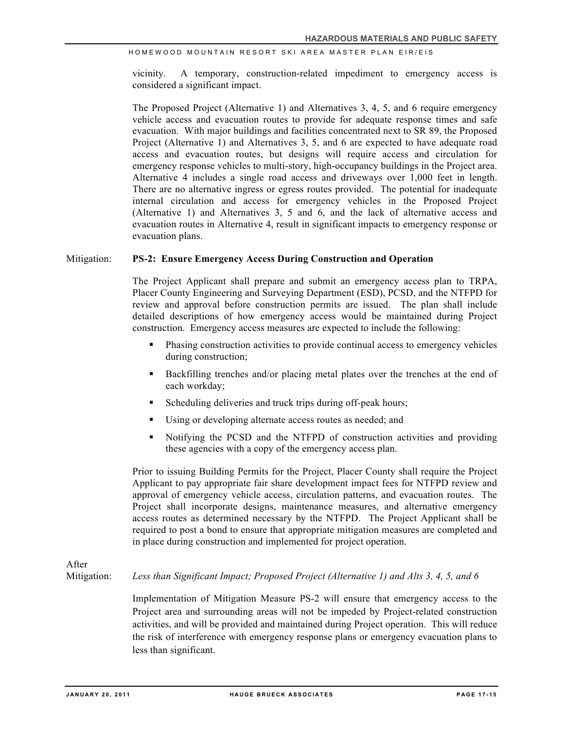vicinity. A temporary, construction-related impediment to emergency access is considered a significant impact.

The Proposed Project (Alternative 1) and Alternatives 3, 4, 5, and 6 require emergency vehicle access and evacuation routes to provide for adequate response times and safe evacuation. With major buildings and facilities concentrated next to SR 89, the Proposed Project (Alternative 1) and Alternatives 3, 5, and 6 are expected to have adequate road access and evacuation routes, but designs will require access and circulation for emergency response vehicles to multi-story, high-occupancy buildings in the Project area. Alternative 4 includes a single road access and driveways over 1,000 feet in length. There are no alternative ingress or egress routes provided. The potential for inadequate internal circulation and access for emergency vehicles in the Proposed Project (Alternative 1) and Alternatives 3, 5 and 6, and the lack of alternative access and evacuation routes in Alternative 4, result in significant impacts to emergency response or evacuation plans.

Mitigation: **PS-2: Ensure Emergency Access During Construction and Operation**

The Project Applicant shall prepare and submit an emergency access plan to TRPA, Placer County Engineering and Surveying Department (ESD), PCSD, and the NTFPD for review and approval before construction permits are issued. The plan shall include detailed descriptions of how emergency access would be maintained during Project construction. Emergency access measures are expected to include the following:

- Phasing construction activities to provide continual access to emergency vehicles during construction;
- Backfilling trenches and/or placing metal plates over the trenches at the end of each workday;
- Scheduling deliveries and truck trips during off-peak hours;
- Using or developing alternate access routes as needed; and
- Notifying the PCSD and the NTFPD of construction activities and providing these agencies with a copy of the emergency access plan.

Prior to issuing Building Permits for the Project, Placer County shall require the Project Applicant to pay appropriate fair share development impact fees for NTFPD review and approval of emergency vehicle access, circulation patterns, and evacuation routes. The Project shall incorporate designs, maintenance measures, and alternative emergency access routes as determined necessary by the NTFPD. The Project Applicant shall be required to post a bond to ensure that appropriate mitigation measures are completed and in place during construction and implemented for project operation.

After Mitigation: *Less than Significant Impact; Proposed Project (Alternative 1) and Alts 3, 4, 5, and 6*

Implementation of Mitigation Measure PS-2 will ensure that emergency access to the Project area and surrounding areas will not be impeded by Project-related construction activities, and will be provided and maintained during Project operation. This will reduce the risk of interference with emergency response plans or emergency evacuation plans to less than significant.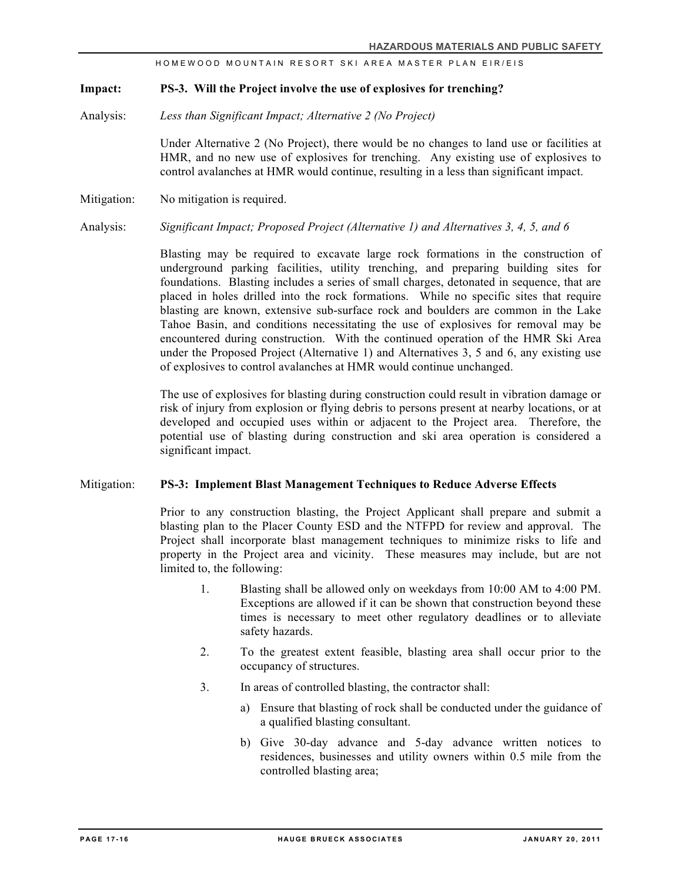**Impact: PS-3. Will the Project involve the use of explosives for trenching?**

Analysis: *Less than Significant Impact; Alternative 2 (No Project)*

Under Alternative 2 (No Project), there would be no changes to land use or facilities at HMR, and no new use of explosives for trenching. Any existing use of explosives to control avalanches at HMR would continue, resulting in a less than significant impact.

Mitigation: No mitigation is required.

Analysis: *Significant Impact; Proposed Project (Alternative 1) and Alternatives 3, 4, 5, and 6*

Blasting may be required to excavate large rock formations in the construction of underground parking facilities, utility trenching, and preparing building sites for foundations. Blasting includes a series of small charges, detonated in sequence, that are placed in holes drilled into the rock formations. While no specific sites that require blasting are known, extensive sub-surface rock and boulders are common in the Lake Tahoe Basin, and conditions necessitating the use of explosives for removal may be encountered during construction. With the continued operation of the HMR Ski Area under the Proposed Project (Alternative 1) and Alternatives 3, 5 and 6, any existing use of explosives to control avalanches at HMR would continue unchanged.

The use of explosives for blasting during construction could result in vibration damage or risk of injury from explosion or flying debris to persons present at nearby locations, or at developed and occupied uses within or adjacent to the Project area. Therefore, the potential use of blasting during construction and ski area operation is considered a significant impact.

Mitigation: **PS-3: Implement Blast Management Techniques to Reduce Adverse Effects**

Prior to any construction blasting, the Project Applicant shall prepare and submit a blasting plan to the Placer County ESD and the NTFPD for review and approval. The Project shall incorporate blast management techniques to minimize risks to life and property in the Project area and vicinity. These measures may include, but are not limited to, the following:

1. Blasting shall be allowed only on weekdays from 10:00 AM to 4:00 PM. Exceptions are allowed if it can be shown that construction beyond these times is necessary to meet other regulatory deadlines or to alleviate safety hazards.
2. To the greatest extent feasible, blasting area shall occur prior to the occupancy of structures.
3. In areas of controlled blasting, the contractor shall:
   a) Ensure that blasting of rock shall be conducted under the guidance of a qualified blasting consultant.
   b) Give 30-day advance and 5-day advance written notices to residences, businesses and utility owners within 0.5 mile from the controlled blasting area;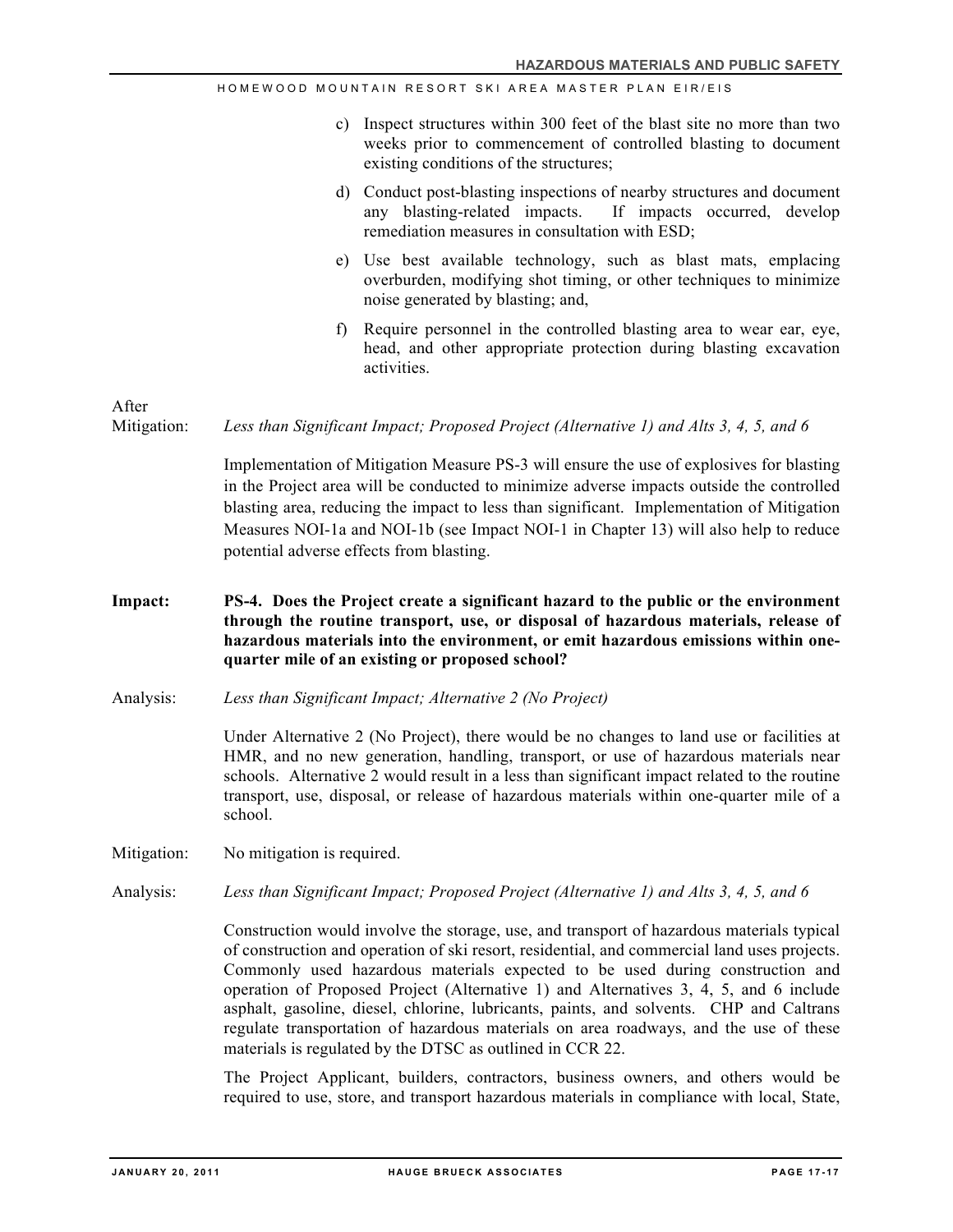c) Inspect structures within 300 feet of the blast site no more than two weeks prior to commencement of controlled blasting to document existing conditions of the structures;

d) Conduct post-blasting inspections of nearby structures and document any blasting-related impacts. If impacts occurred, develop remediation measures in consultation with ESD;

e) Use best available technology, such as blast mats, emplacing overburden, modifying shot timing, or other techniques to minimize noise generated by blasting; and,

f) Require personnel in the controlled blasting area to wear ear, eye, head, and other appropriate protection during blasting excavation activities.

After Mitigation: *Less than Significant Impact; Proposed Project (Alternative 1) and Alts 3, 4, 5, and 6*

Implementation of Mitigation Measure PS-3 will ensure the use of explosives for blasting in the Project area will be conducted to minimize adverse impacts outside the controlled blasting area, reducing the impact to less than significant. Implementation of Mitigation Measures NOI-1a and NOI-1b (see Impact NOI-1 in Chapter 13) will also help to reduce potential adverse effects from blasting.

**Impact: PS-4. Does the Project create a significant hazard to the public or the environment through the routine transport, use, or disposal of hazardous materials, release of hazardous materials into the environment, or emit hazardous emissions within one-quarter mile of an existing or proposed school?**

Analysis: *Less than Significant Impact; Alternative 2 (No Project)*

Under Alternative 2 (No Project), there would be no changes to land use or facilities at HMR, and no new generation, handling, transport, or use of hazardous materials near schools. Alternative 2 would result in a less than significant impact related to the routine transport, use, disposal, or release of hazardous materials within one-quarter mile of a school.

Mitigation: No mitigation is required.

Analysis: *Less than Significant Impact; Proposed Project (Alternative 1) and Alts 3, 4, 5, and 6*

Construction would involve the storage, use, and transport of hazardous materials typical of construction and operation of ski resort, residential, and commercial land uses projects. Commonly used hazardous materials expected to be used during construction and operation of Proposed Project (Alternative 1) and Alternatives 3, 4, 5, and 6 include asphalt, gasoline, diesel, chlorine, lubricants, paints, and solvents. CHP and Caltrans regulate transportation of hazardous materials on area roadways, and the use of these materials is regulated by the DTSC as outlined in CCR 22.

The Project Applicant, builders, contractors, business owners, and others would be required to use, store, and transport hazardous materials in compliance with local, State,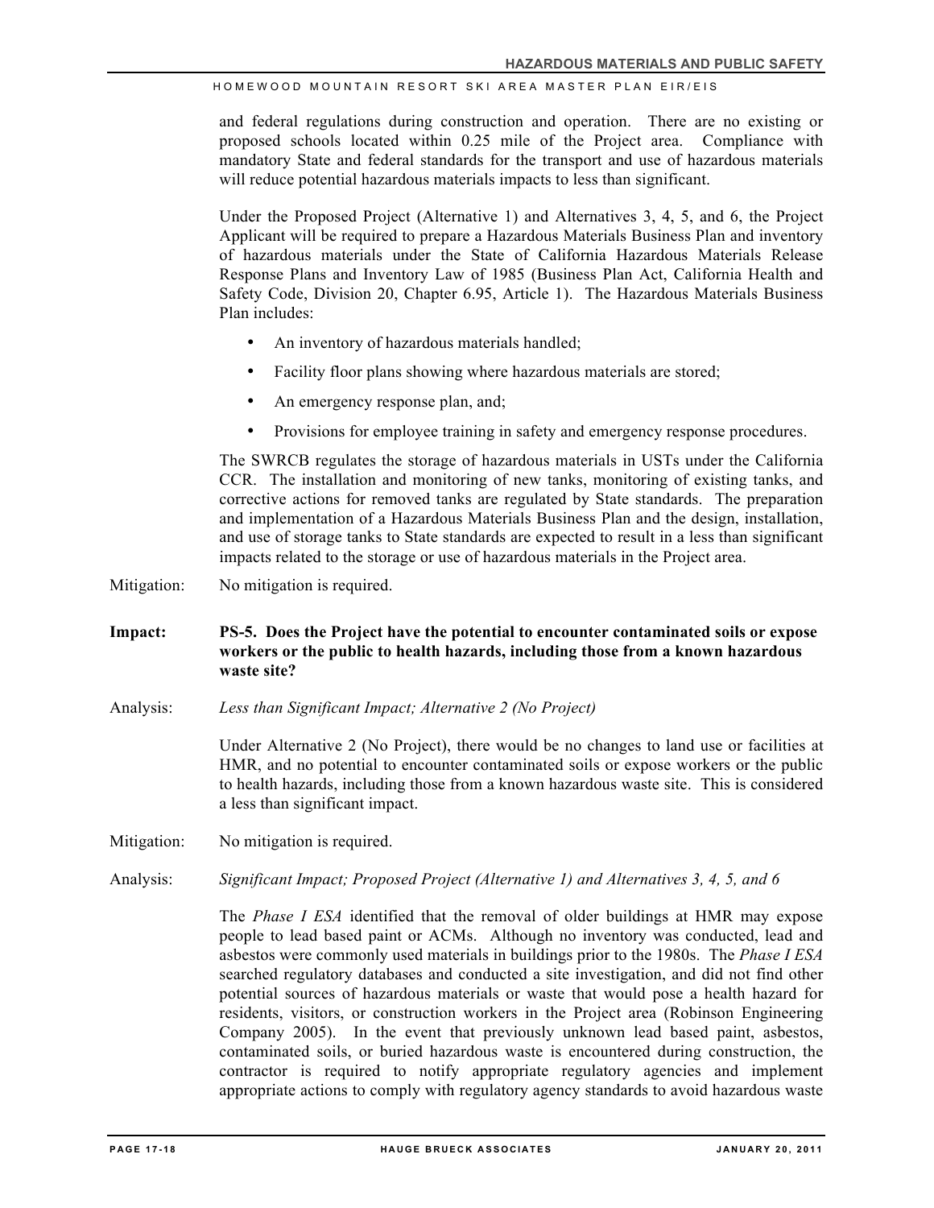and federal regulations during construction and operation. There are no existing or proposed schools located within 0.25 mile of the Project area. Compliance with mandatory State and federal standards for the transport and use of hazardous materials will reduce potential hazardous materials impacts to less than significant.

Under the Proposed Project (Alternative 1) and Alternatives 3, 4, 5, and 6, the Project Applicant will be required to prepare a Hazardous Materials Business Plan and inventory of hazardous materials under the State of California Hazardous Materials Release Response Plans and Inventory Law of 1985 (Business Plan Act, California Health and Safety Code, Division 20, Chapter 6.95, Article 1). The Hazardous Materials Business Plan includes:

- An inventory of hazardous materials handled;
- Facility floor plans showing where hazardous materials are stored;
- An emergency response plan, and;
- Provisions for employee training in safety and emergency response procedures.

The SWRCB regulates the storage of hazardous materials in USTs under the California CCR. The installation and monitoring of new tanks, monitoring of existing tanks, and corrective actions for removed tanks are regulated by State standards. The preparation and implementation of a Hazardous Materials Business Plan and the design, installation, and use of storage tanks to State standards are expected to result in a less than significant impacts related to the storage or use of hazardous materials in the Project area.

Mitigation: No mitigation is required.

**Impact: PS-5. Does the Project have the potential to encounter contaminated soils or expose workers or the public to health hazards, including those from a known hazardous waste site?**

Analysis: *Less than Significant Impact; Alternative 2 (No Project)*

Under Alternative 2 (No Project), there would be no changes to land use or facilities at HMR, and no potential to encounter contaminated soils or expose workers or the public to health hazards, including those from a known hazardous waste site. This is considered a less than significant impact.

Mitigation: No mitigation is required.

Analysis: *Significant Impact; Proposed Project (Alternative 1) and Alternatives 3, 4, 5, and 6*

The *Phase I ESA* identified that the removal of older buildings at HMR may expose people to lead based paint or ACMs. Although no inventory was conducted, lead and asbestos were commonly used materials in buildings prior to the 1980s. The *Phase I ESA* searched regulatory databases and conducted a site investigation, and did not find other potential sources of hazardous materials or waste that would pose a health hazard for residents, visitors, or construction workers in the Project area (Robinson Engineering Company 2005). In the event that previously unknown lead based paint, asbestos, contaminated soils, or buried hazardous waste is encountered during construction, the contractor is required to notify appropriate regulatory agencies and implement appropriate actions to comply with regulatory agency standards to avoid hazardous waste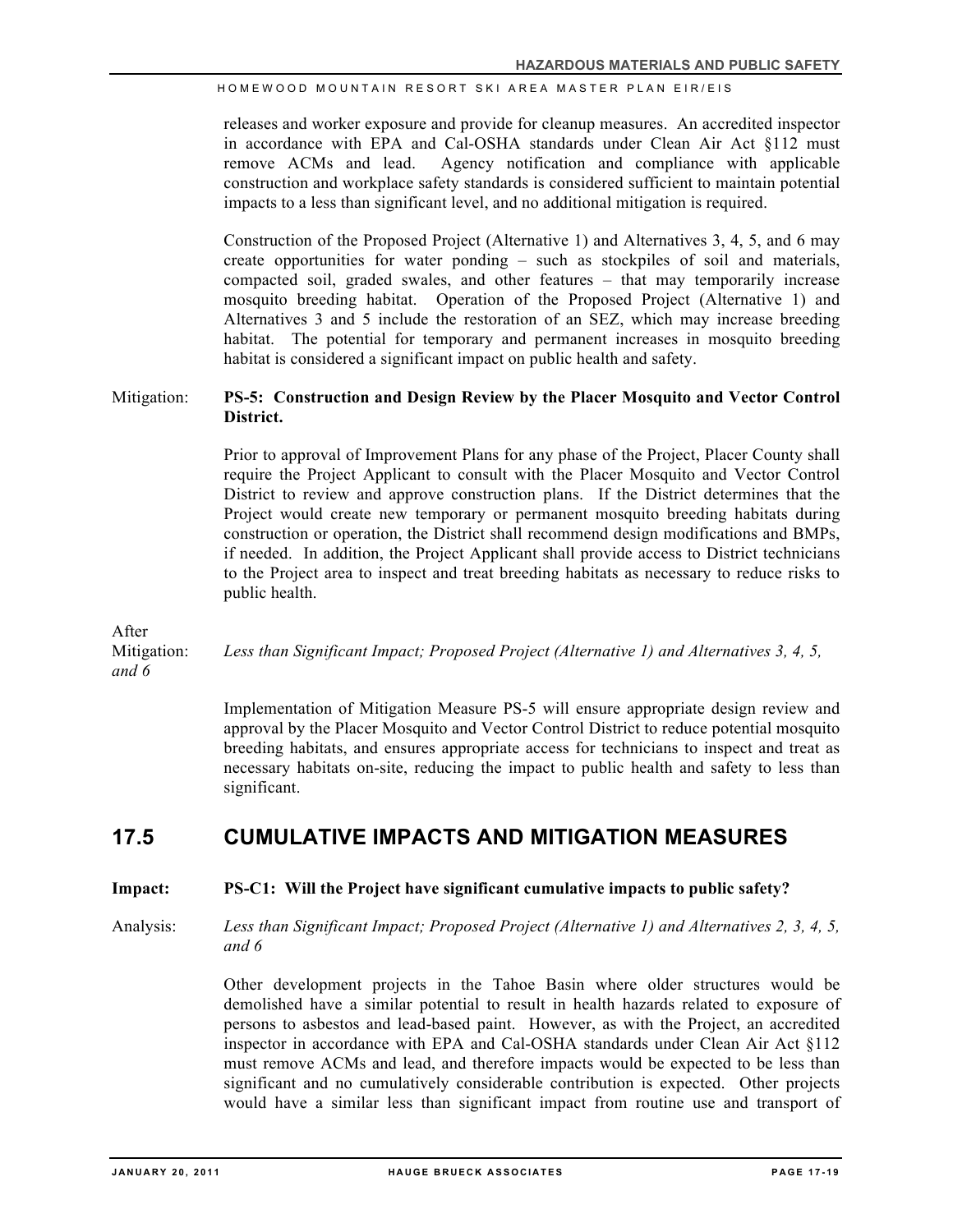releases and worker exposure and provide for cleanup measures. An accredited inspector in accordance with EPA and Cal-OSHA standards under Clean Air Act §112 must remove ACMs and lead. Agency notification and compliance with applicable construction and workplace safety standards is considered sufficient to maintain potential impacts to a less than significant level, and no additional mitigation is required.

Construction of the Proposed Project (Alternative 1) and Alternatives 3, 4, 5, and 6 may create opportunities for water ponding – such as stockpiles of soil and materials, compacted soil, graded swales, and other features – that may temporarily increase mosquito breeding habitat. Operation of the Proposed Project (Alternative 1) and Alternatives 3 and 5 include the restoration of an SEZ, which may increase breeding habitat. The potential for temporary and permanent increases in mosquito breeding habitat is considered a significant impact on public health and safety.

Mitigation: **PS-5: Construction and Design Review by the Placer Mosquito and Vector Control District.**

Prior to approval of Improvement Plans for any phase of the Project, Placer County shall require the Project Applicant to consult with the Placer Mosquito and Vector Control District to review and approve construction plans. If the District determines that the Project would create new temporary or permanent mosquito breeding habitats during construction or operation, the District shall recommend design modifications and BMPs, if needed. In addition, the Project Applicant shall provide access to District technicians to the Project area to inspect and treat breeding habitats as necessary to reduce risks to public health.

After Mitigation: *Less than Significant Impact; Proposed Project (Alternative 1) and Alternatives 3, 4, 5, and 6*

Implementation of Mitigation Measure PS-5 will ensure appropriate design review and approval by the Placer Mosquito and Vector Control District to reduce potential mosquito breeding habitats, and ensures appropriate access for technicians to inspect and treat as necessary habitats on-site, reducing the impact to public health and safety to less than significant.

## 17.5 CUMULATIVE IMPACTS AND MITIGATION MEASURES

**Impact: PS-C1: Will the Project have significant cumulative impacts to public safety?**

Analysis: *Less than Significant Impact; Proposed Project (Alternative 1) and Alternatives 2, 3, 4, 5, and 6*

Other development projects in the Tahoe Basin where older structures would be demolished have a similar potential to result in health hazards related to exposure of persons to asbestos and lead-based paint. However, as with the Project, an accredited inspector in accordance with EPA and Cal-OSHA standards under Clean Air Act §112 must remove ACMs and lead, and therefore impacts would be expected to be less than significant and no cumulatively considerable contribution is expected. Other projects would have a similar less than significant impact from routine use and transport of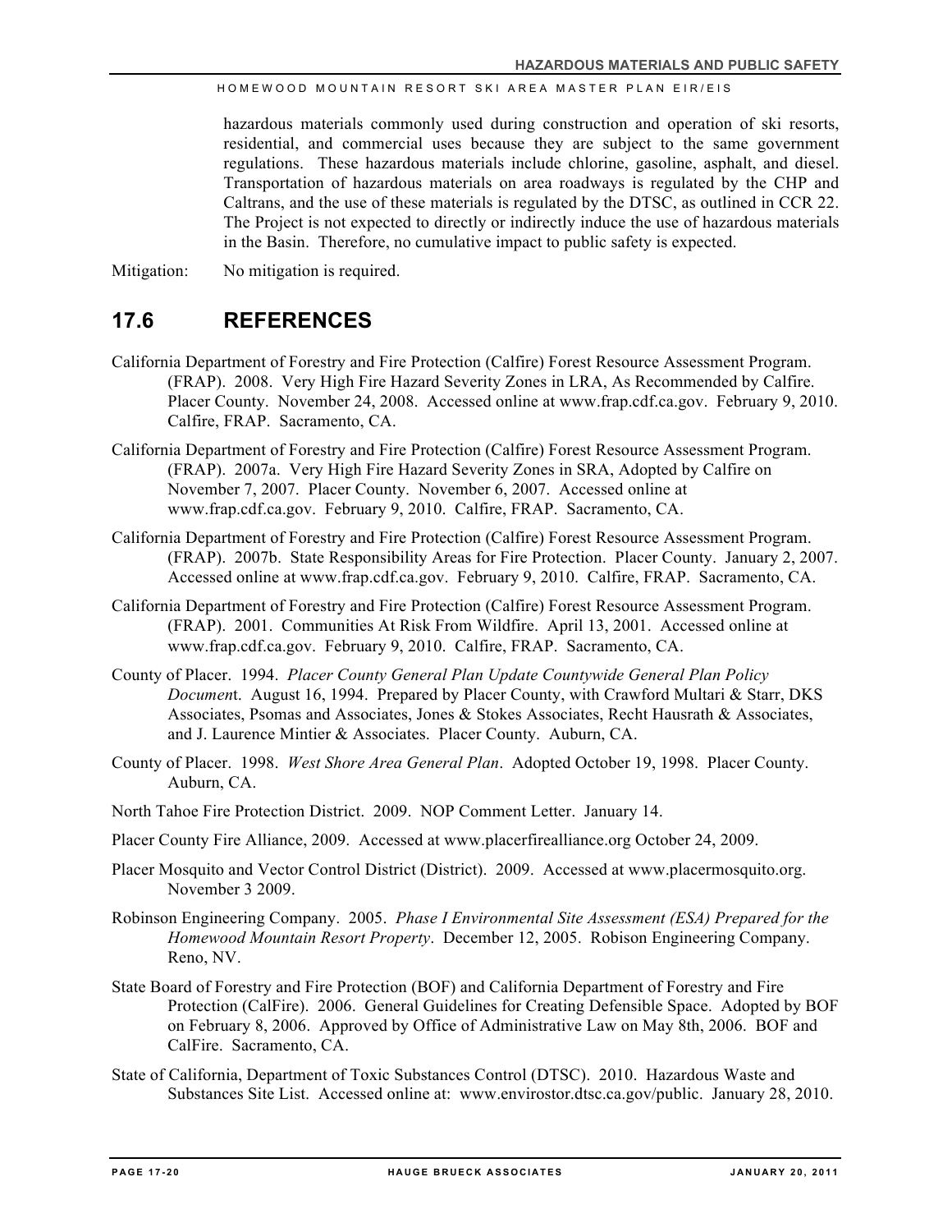hazardous materials commonly used during construction and operation of ski resorts, residential, and commercial uses because they are subject to the same government regulations. These hazardous materials include chlorine, gasoline, asphalt, and diesel. Transportation of hazardous materials on area roadways is regulated by the CHP and Caltrans, and the use of these materials is regulated by the DTSC, as outlined in CCR 22. The Project is not expected to directly or indirectly induce the use of hazardous materials in the Basin. Therefore, no cumulative impact to public safety is expected.

Mitigation: No mitigation is required.

## 17.6 REFERENCES

California Department of Forestry and Fire Protection (Calfire) Forest Resource Assessment Program. (FRAP). 2008. Very High Fire Hazard Severity Zones in LRA, As Recommended by Calfire. Placer County. November 24, 2008. Accessed online at www.frap.cdf.ca.gov. February 9, 2010. Calfire, FRAP. Sacramento, CA.

California Department of Forestry and Fire Protection (Calfire) Forest Resource Assessment Program. (FRAP). 2007a. Very High Fire Hazard Severity Zones in SRA, Adopted by Calfire on November 7, 2007. Placer County. November 6, 2007. Accessed online at www.frap.cdf.ca.gov. February 9, 2010. Calfire, FRAP. Sacramento, CA.

California Department of Forestry and Fire Protection (Calfire) Forest Resource Assessment Program. (FRAP). 2007b. State Responsibility Areas for Fire Protection. Placer County. January 2, 2007. Accessed online at www.frap.cdf.ca.gov. February 9, 2010. Calfire, FRAP. Sacramento, CA.

California Department of Forestry and Fire Protection (Calfire) Forest Resource Assessment Program. (FRAP). 2001. Communities At Risk From Wildfire. April 13, 2001. Accessed online at www.frap.cdf.ca.gov. February 9, 2010. Calfire, FRAP. Sacramento, CA.

County of Placer. 1994. *Placer County General Plan Update Countywide General Plan Policy Document*. August 16, 1994. Prepared by Placer County, with Crawford Multari & Starr, DKS Associates, Psomas and Associates, Jones & Stokes Associates, Recht Hausrath & Associates, and J. Laurence Mintier & Associates. Placer County. Auburn, CA.

County of Placer. 1998. *West Shore Area General Plan*. Adopted October 19, 1998. Placer County. Auburn, CA.

North Tahoe Fire Protection District. 2009. NOP Comment Letter. January 14.

Placer County Fire Alliance, 2009. Accessed at www.placerfirealliance.org October 24, 2009.

Placer Mosquito and Vector Control District (District). 2009. Accessed at www.placermosquito.org. November 3 2009.

Robinson Engineering Company. 2005. *Phase I Environmental Site Assessment (ESA) Prepared for the Homewood Mountain Resort Property*. December 12, 2005. Robison Engineering Company. Reno, NV.

State Board of Forestry and Fire Protection (BOF) and California Department of Forestry and Fire Protection (CalFire). 2006. General Guidelines for Creating Defensible Space. Adopted by BOF on February 8, 2006. Approved by Office of Administrative Law on May 8th, 2006. BOF and CalFire. Sacramento, CA.

State of California, Department of Toxic Substances Control (DTSC). 2010. Hazardous Waste and Substances Site List. Accessed online at: www.envirostor.dtsc.ca.gov/public. January 28, 2010.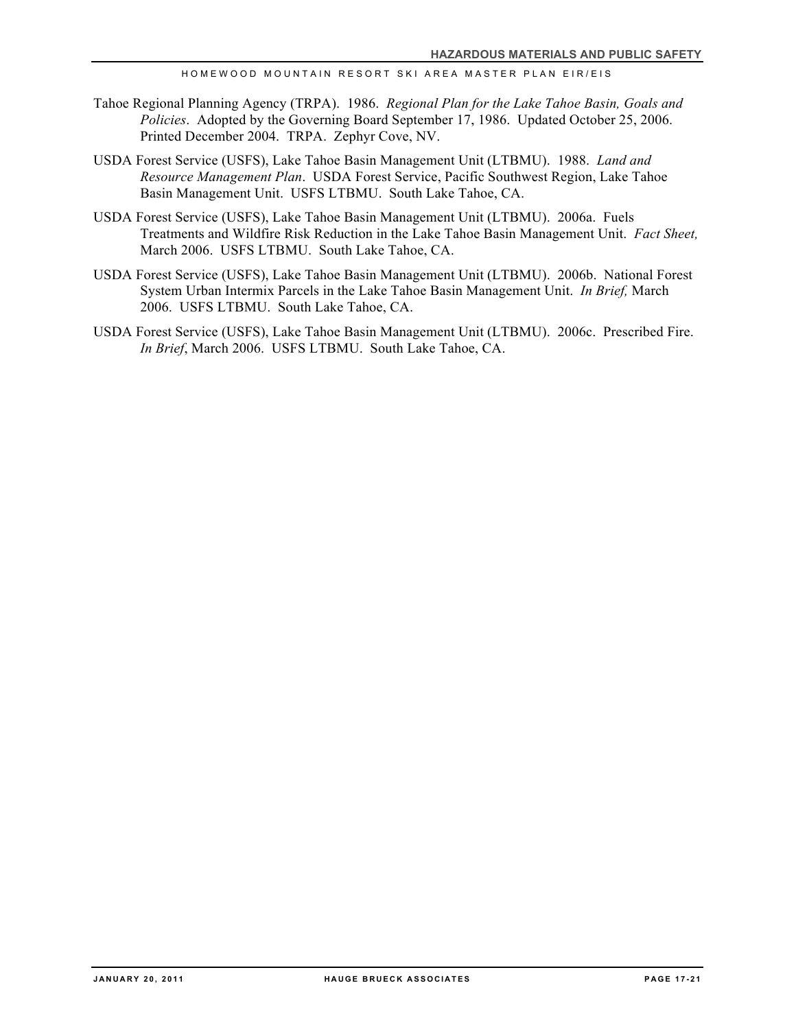Tahoe Regional Planning Agency (TRPA). 1986. *Regional Plan for the Lake Tahoe Basin, Goals and Policies*. Adopted by the Governing Board September 17, 1986. Updated October 25, 2006. Printed December 2004. TRPA. Zephyr Cove, NV.

USDA Forest Service (USFS), Lake Tahoe Basin Management Unit (LTBMU). 1988. *Land and Resource Management Plan*. USDA Forest Service, Pacific Southwest Region, Lake Tahoe Basin Management Unit. USFS LTBMU. South Lake Tahoe, CA.

USDA Forest Service (USFS), Lake Tahoe Basin Management Unit (LTBMU). 2006a. Fuels Treatments and Wildfire Risk Reduction in the Lake Tahoe Basin Management Unit. *Fact Sheet,* March 2006. USFS LTBMU. South Lake Tahoe, CA.

USDA Forest Service (USFS), Lake Tahoe Basin Management Unit (LTBMU). 2006b. National Forest System Urban Intermix Parcels in the Lake Tahoe Basin Management Unit. *In Brief,* March 2006. USFS LTBMU. South Lake Tahoe, CA.

USDA Forest Service (USFS), Lake Tahoe Basin Management Unit (LTBMU). 2006c. Prescribed Fire. *In Brief*, March 2006. USFS LTBMU. South Lake Tahoe, CA.